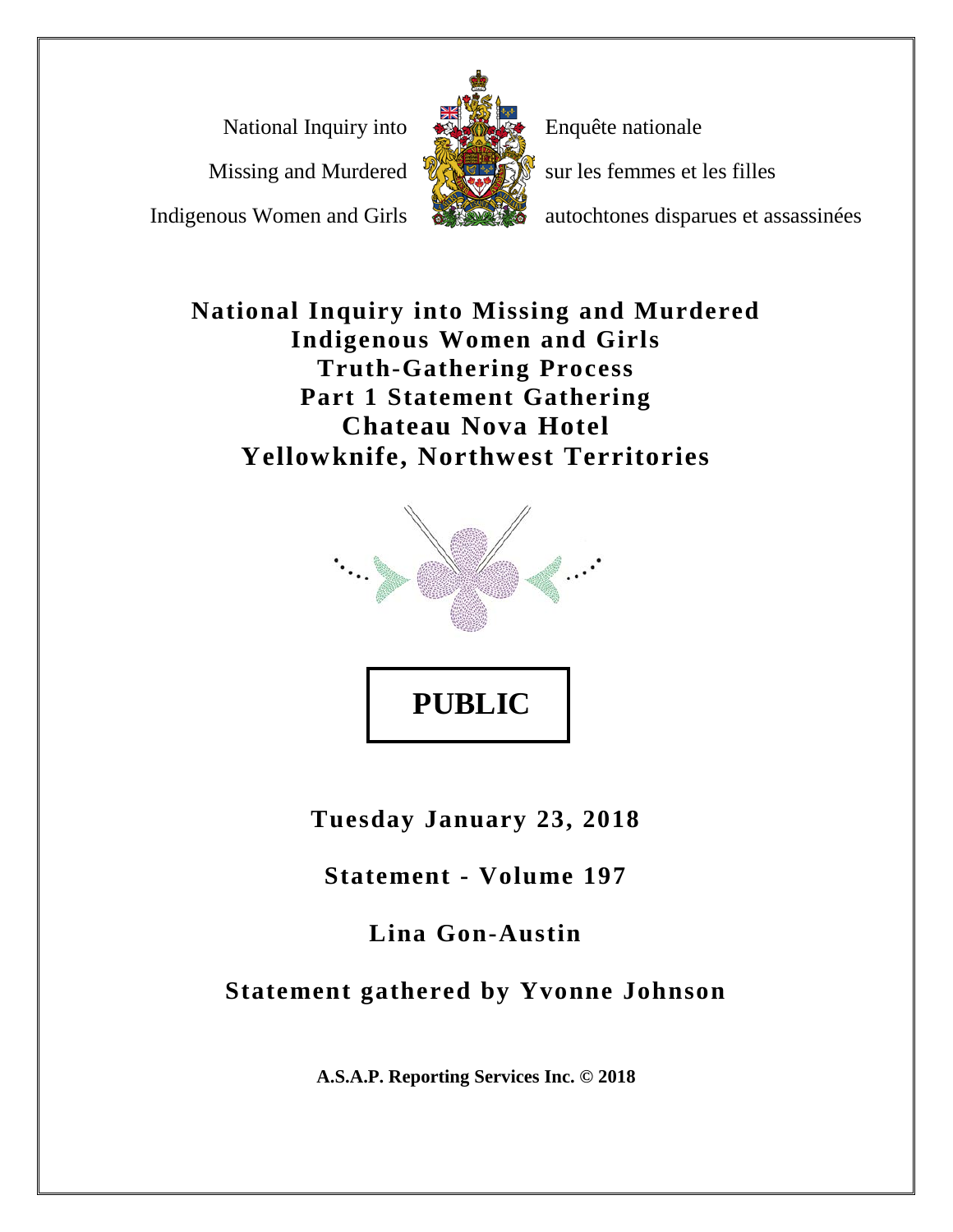National Inquiry into Missing and Murdered Indigenous Women and Girls

Enquête nationale sur les femmes et les filles autochtones disparues et assassinées

# National Inquiry into Missing and Murdered Indigenous Women and Girls
# Truth-Gathering Process
# Part 1 Statement Gathering
# Chateau Nova Hotel
# Yellowknife, Northwest Territories

**PUBLIC**

**Tuesday January 23, 2018**

**Statement - Volume 197**

**Lina Gon-Austin**

**Statement gathered by Yvonne Johnson**

**A.S.A.P. Reporting Services Inc. © 2018**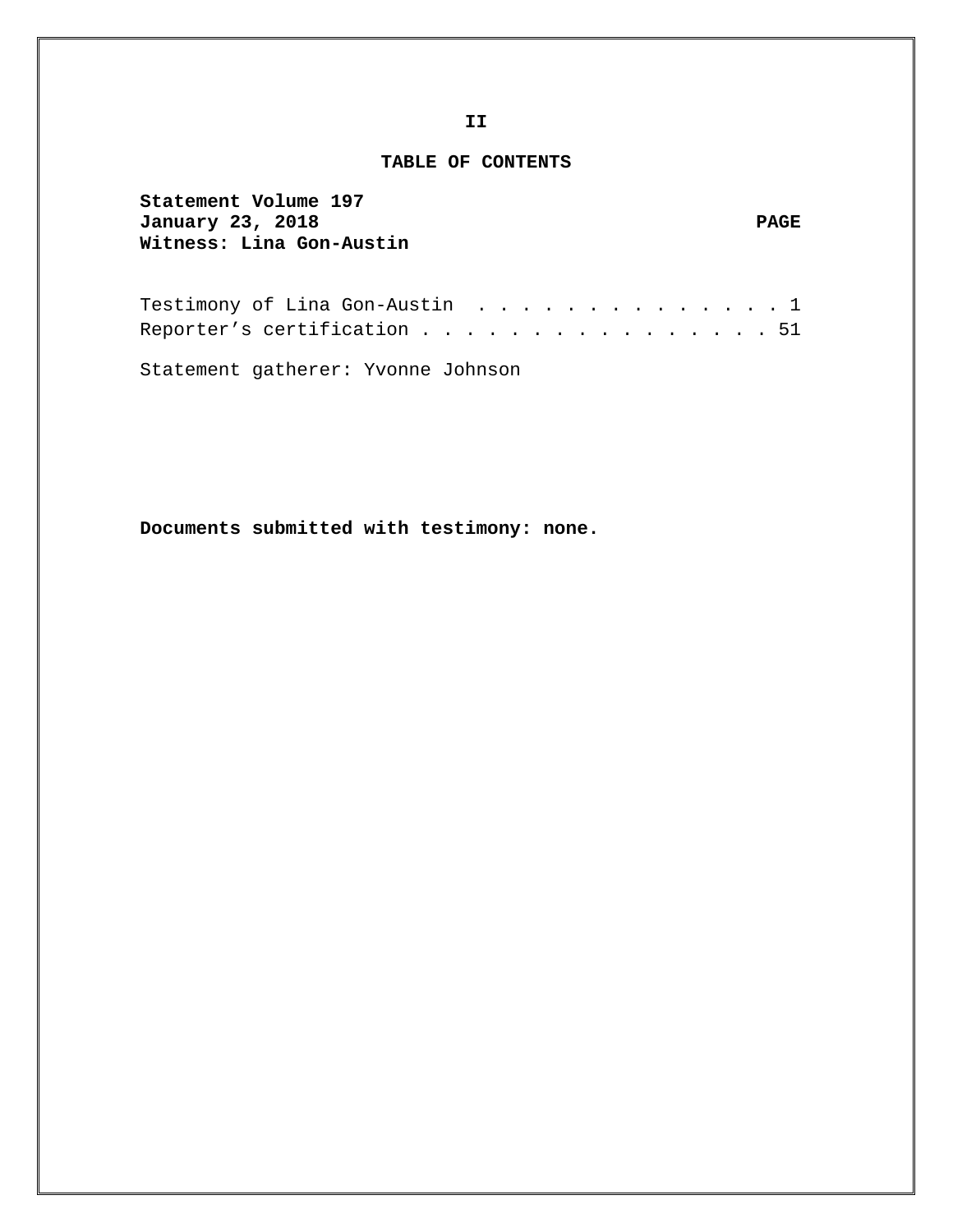**II**

## TABLE OF CONTENTS

**Statement Volume 197**
**January 23, 2018** **PAGE**
**Witness: Lina Gon-Austin**

Testimony of Lina Gon-Austin . . . . . . . . . . . . . . . 1
Reporter's certification . . . . . . . . . . . . . . . . 51

Statement gatherer: Yvonne Johnson

**Documents submitted with testimony: none.**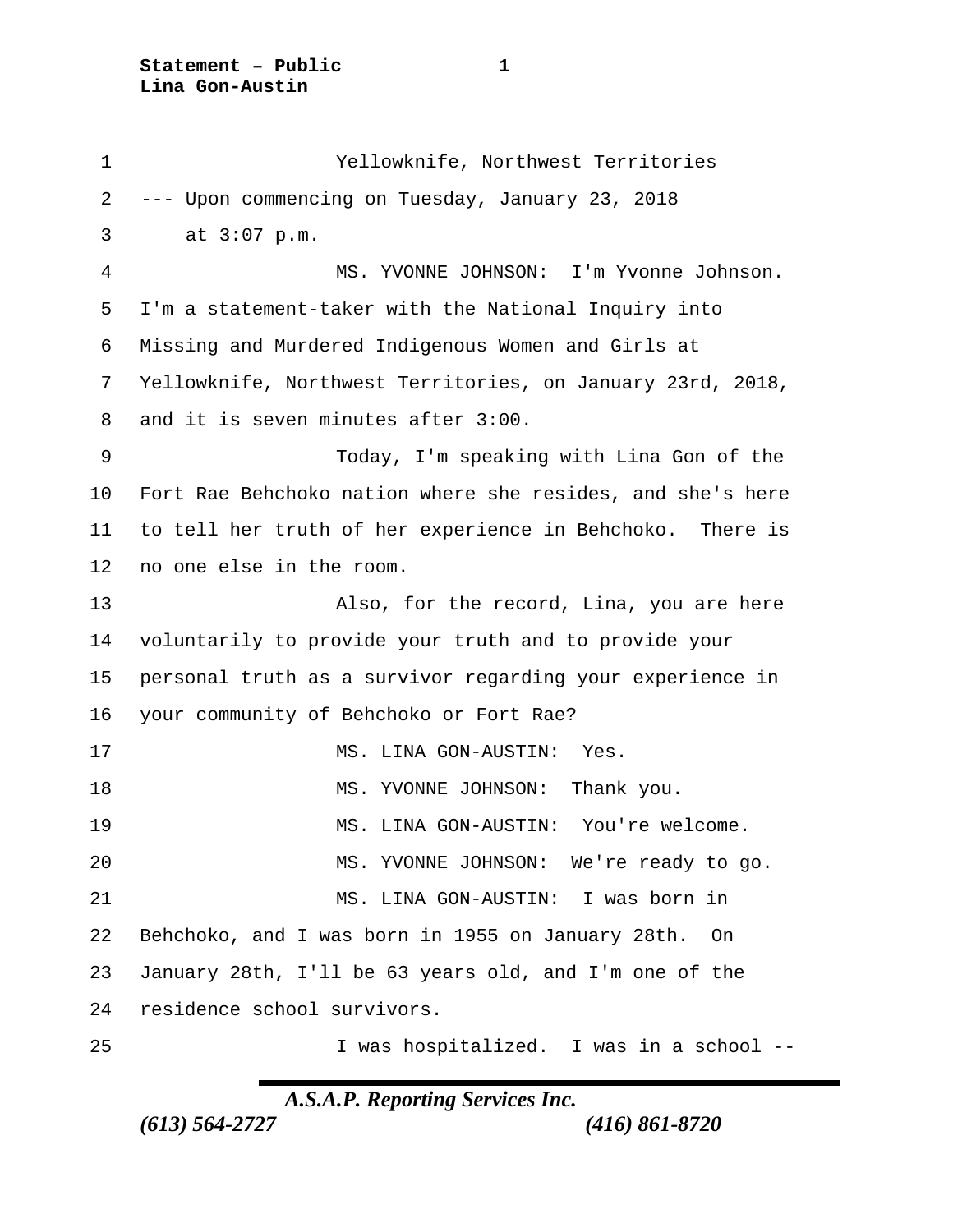Yellowknife, Northwest Territories

--- Upon commencing on Tuesday, January 23, 2018 at 3:07 p.m.

MS. YVONNE JOHNSON: I'm Yvonne Johnson. I'm a statement-taker with the National Inquiry into Missing and Murdered Indigenous Women and Girls at Yellowknife, Northwest Territories, on January 23rd, 2018, and it is seven minutes after 3:00.

Today, I'm speaking with Lina Gon of the Fort Rae Behchoko nation where she resides, and she's here to tell her truth of her experience in Behchoko. There is no one else in the room.

Also, for the record, Lina, you are here voluntarily to provide your truth and to provide your personal truth as a survivor regarding your experience in your community of Behchoko or Fort Rae?

MS. LINA GON-AUSTIN: Yes.

MS. YVONNE JOHNSON: Thank you.

MS. LINA GON-AUSTIN: You're welcome.

MS. YVONNE JOHNSON: We're ready to go.

MS. LINA GON-AUSTIN: I was born in Behchoko, and I was born in 1955 on January 28th. On January 28th, I'll be 63 years old, and I'm one of the residence school survivors.

I was hospitalized. I was in a school --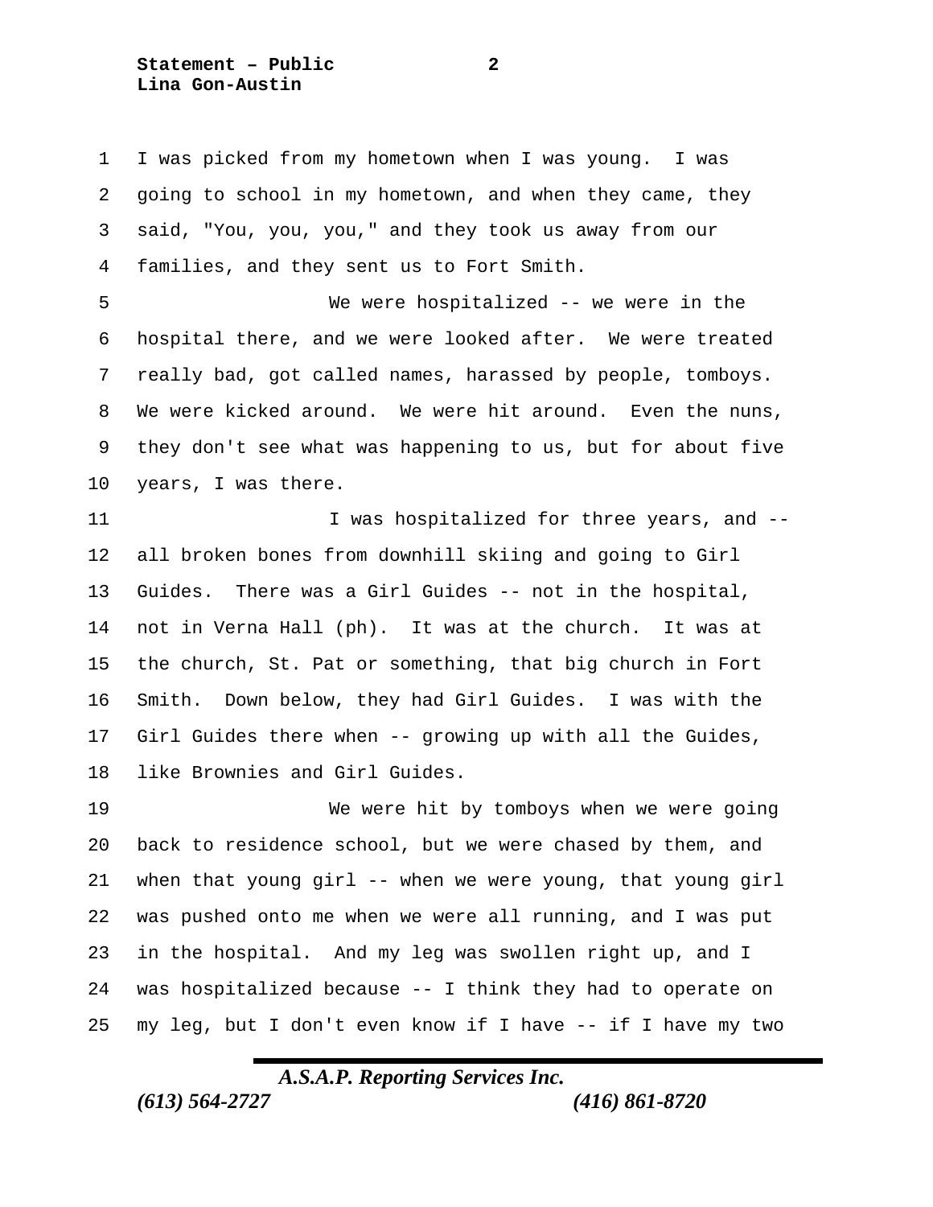I was picked from my hometown when I was young. I was going to school in my hometown, and when they came, they said, "You, you, you," and they took us away from our families, and they sent us to Fort Smith.

We were hospitalized -- we were in the hospital there, and we were looked after. We were treated really bad, got called names, harassed by people, tomboys. We were kicked around. We were hit around. Even the nuns, they don't see what was happening to us, but for about five years, I was there.

I was hospitalized for three years, and -- all broken bones from downhill skiing and going to Girl Guides. There was a Girl Guides -- not in the hospital, not in Verna Hall (ph). It was at the church. It was at the church, St. Pat or something, that big church in Fort Smith. Down below, they had Girl Guides. I was with the Girl Guides there when -- growing up with all the Guides, like Brownies and Girl Guides.

We were hit by tomboys when we were going back to residence school, but we were chased by them, and when that young girl -- when we were young, that young girl was pushed onto me when we were all running, and I was put in the hospital. And my leg was swollen right up, and I was hospitalized because -- I think they had to operate on my leg, but I don't even know if I have -- if I have my two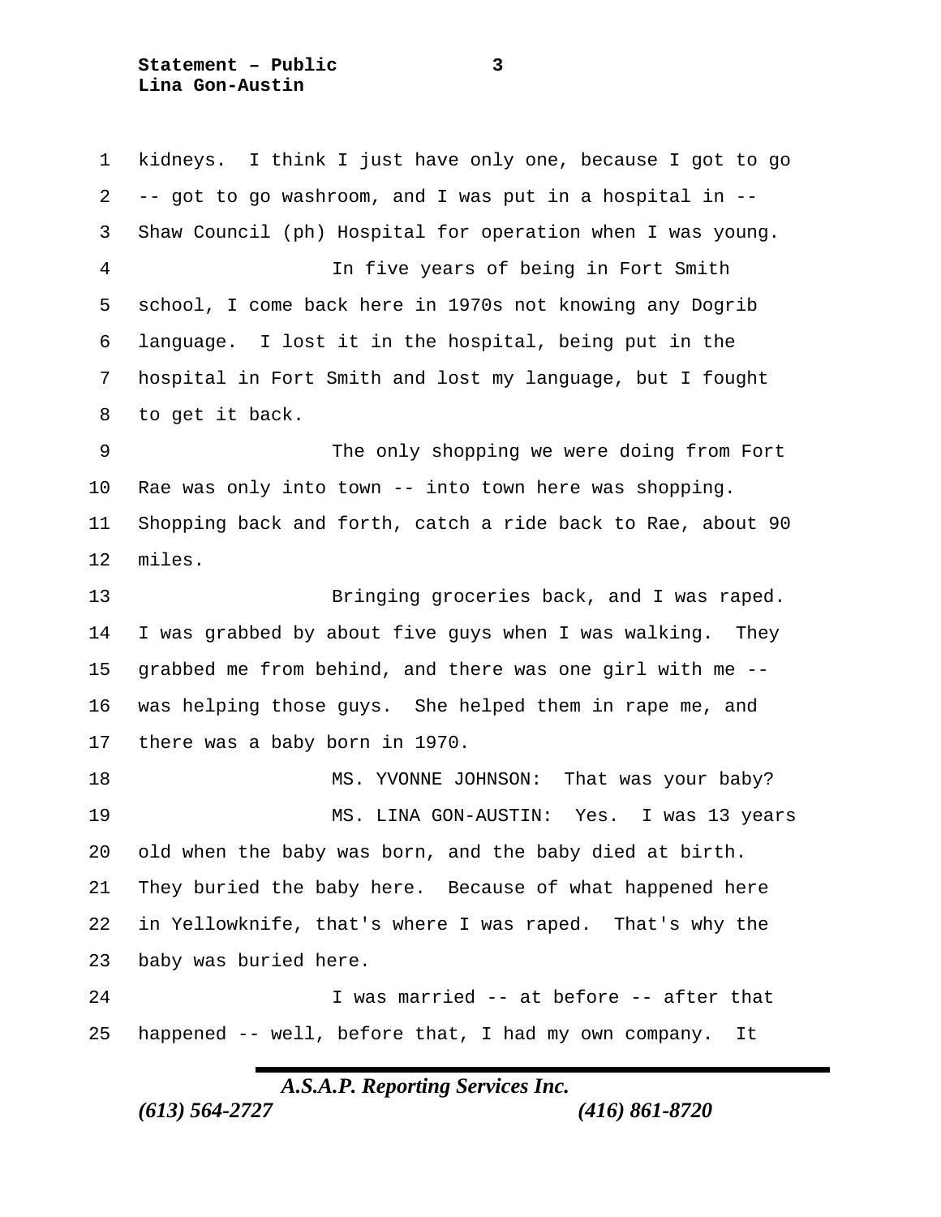kidneys. I think I just have only one, because I got to go -- got to go washroom, and I was put in a hospital in -- Shaw Council (ph) Hospital for operation when I was young.

In five years of being in Fort Smith school, I come back here in 1970s not knowing any Dogrib language. I lost it in the hospital, being put in the hospital in Fort Smith and lost my language, but I fought to get it back.

The only shopping we were doing from Fort Rae was only into town -- into town here was shopping. Shopping back and forth, catch a ride back to Rae, about 90 miles.

Bringing groceries back, and I was raped. I was grabbed by about five guys when I was walking. They grabbed me from behind, and there was one girl with me -- was helping those guys. She helped them in rape me, and there was a baby born in 1970.

MS. YVONNE JOHNSON: That was your baby?

MS. LINA GON-AUSTIN: Yes. I was 13 years old when the baby was born, and the baby died at birth. They buried the baby here. Because of what happened here in Yellowknife, that's where I was raped. That's why the baby was buried here.

I was married -- at before -- after that happened -- well, before that, I had my own company. It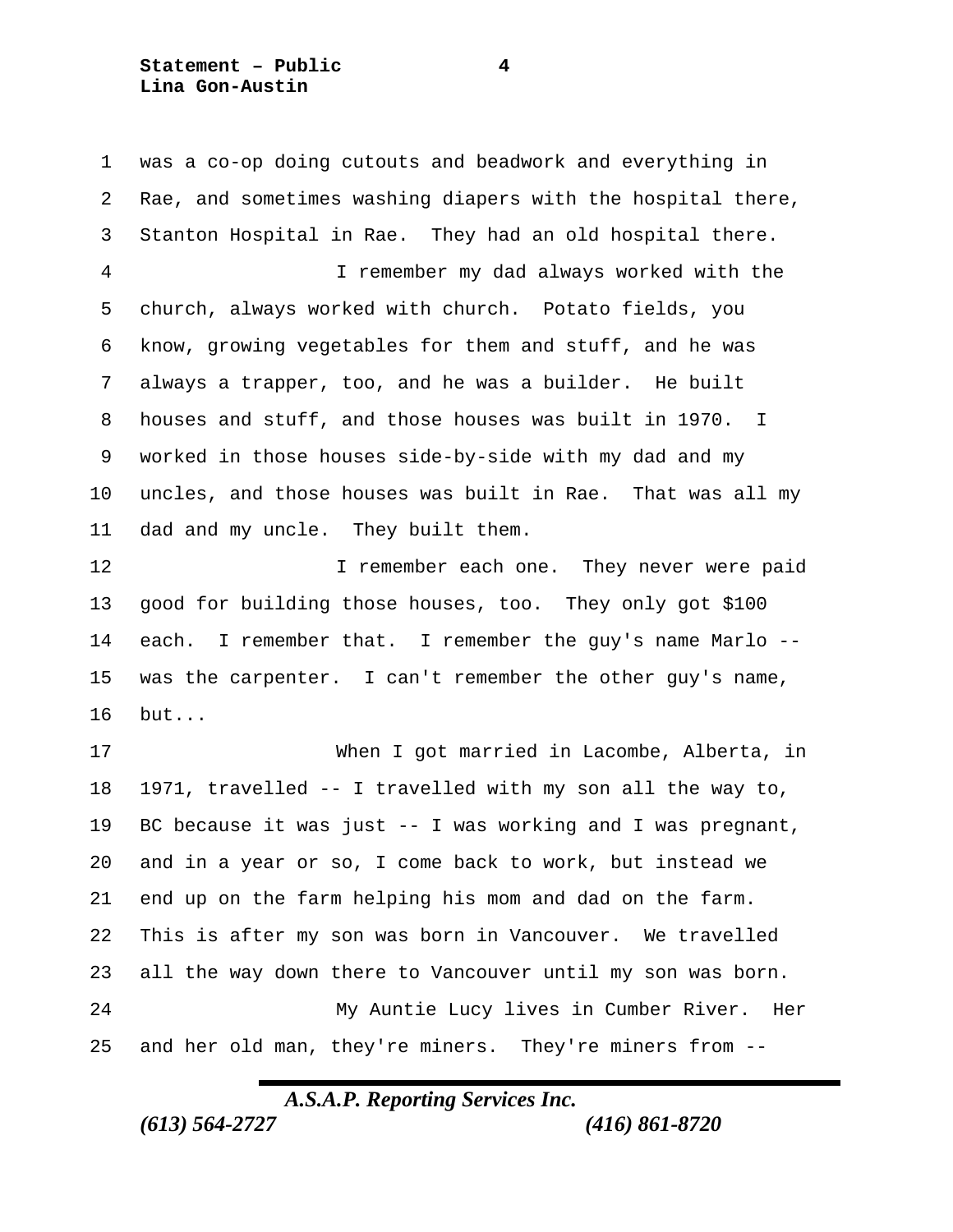was a co-op doing cutouts and beadwork and everything in Rae, and sometimes washing diapers with the hospital there, Stanton Hospital in Rae. They had an old hospital there.

I remember my dad always worked with the church, always worked with church. Potato fields, you know, growing vegetables for them and stuff, and he was always a trapper, too, and he was a builder. He built houses and stuff, and those houses was built in 1970. I worked in those houses side-by-side with my dad and my uncles, and those houses was built in Rae. That was all my dad and my uncle. They built them.

I remember each one. They never were paid good for building those houses, too. They only got $100 each. I remember that. I remember the guy's name Marlo -- was the carpenter. I can't remember the other guy's name, but...

When I got married in Lacombe, Alberta, in 1971, travelled -- I travelled with my son all the way to, BC because it was just -- I was working and I was pregnant, and in a year or so, I come back to work, but instead we end up on the farm helping his mom and dad on the farm. This is after my son was born in Vancouver. We travelled all the way down there to Vancouver until my son was born.

My Auntie Lucy lives in Cumber River. Her and her old man, they're miners. They're miners from --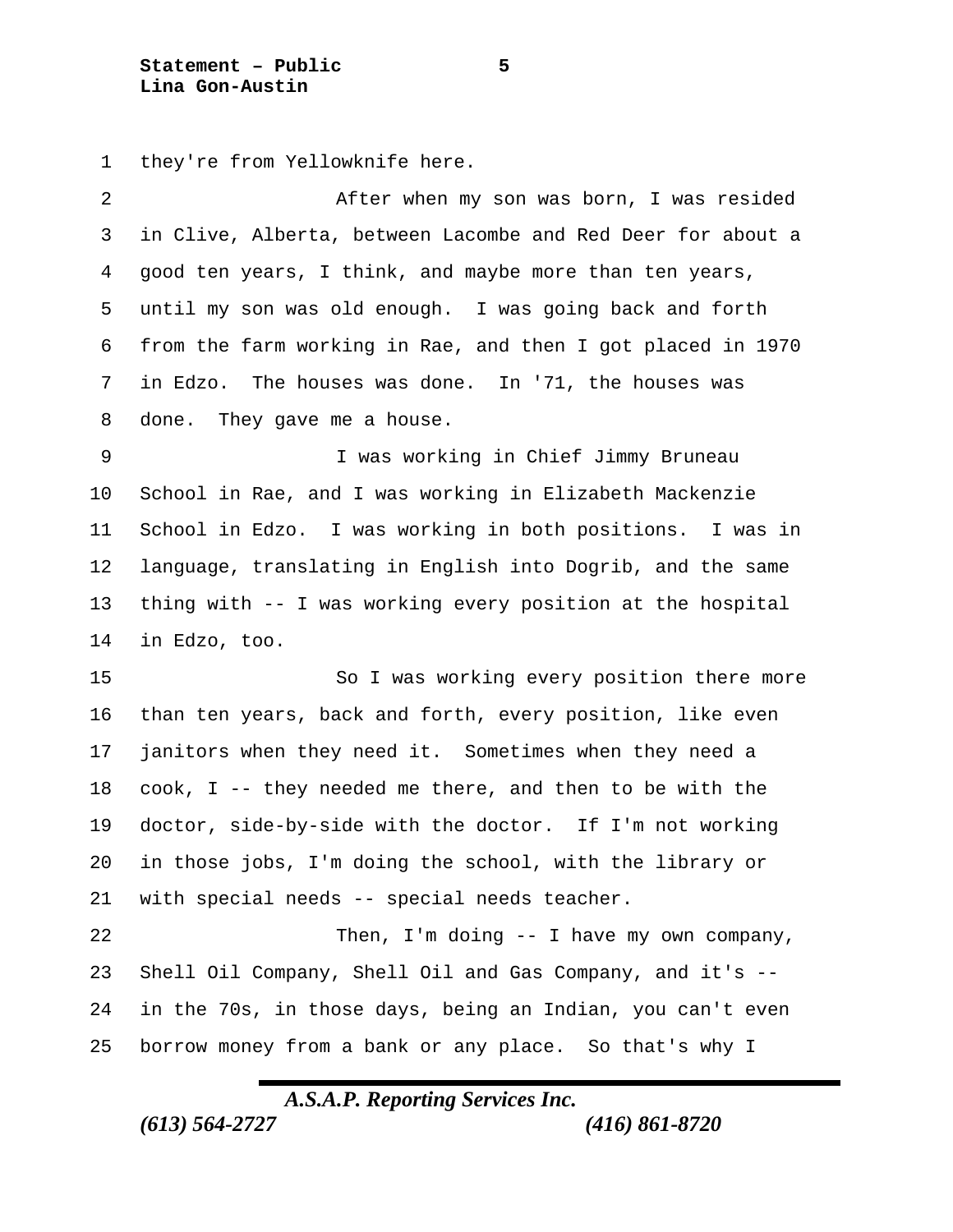they're from Yellowknife here.

After when my son was born, I was resided in Clive, Alberta, between Lacombe and Red Deer for about a good ten years, I think, and maybe more than ten years, until my son was old enough. I was going back and forth from the farm working in Rae, and then I got placed in 1970 in Edzo. The houses was done. In '71, the houses was done. They gave me a house.

I was working in Chief Jimmy Bruneau School in Rae, and I was working in Elizabeth Mackenzie School in Edzo. I was working in both positions. I was in language, translating in English into Dogrib, and the same thing with -- I was working every position at the hospital in Edzo, too.

So I was working every position there more than ten years, back and forth, every position, like even janitors when they need it. Sometimes when they need a cook, I -- they needed me there, and then to be with the doctor, side-by-side with the doctor. If I'm not working in those jobs, I'm doing the school, with the library or with special needs -- special needs teacher.

Then, I'm doing -- I have my own company, Shell Oil Company, Shell Oil and Gas Company, and it's -- in the 70s, in those days, being an Indian, you can't even borrow money from a bank or any place. So that's why I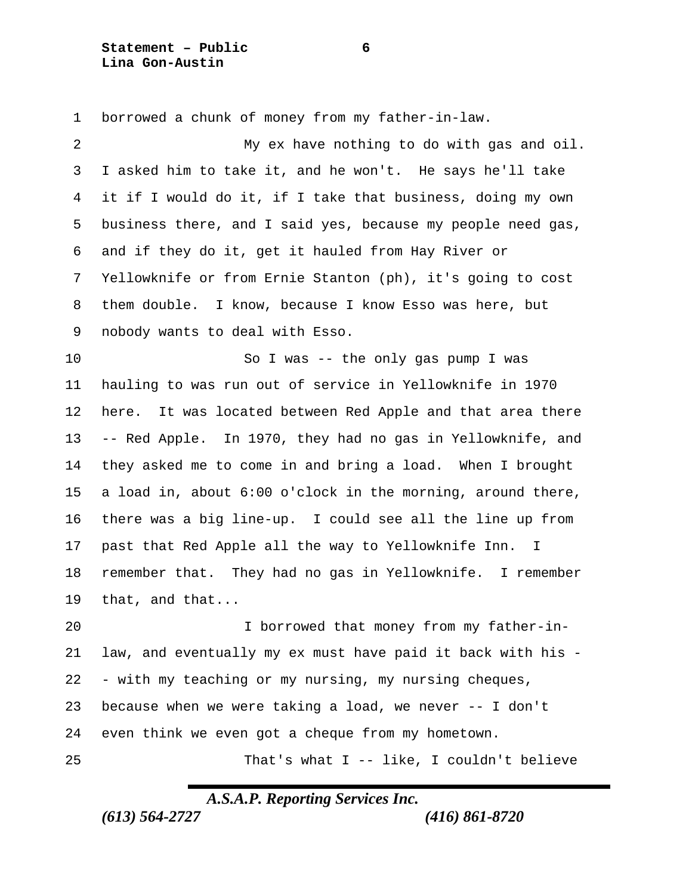borrowed a chunk of money from my father-in-law.

My ex have nothing to do with gas and oil. I asked him to take it, and he won't. He says he'll take it if I would do it, if I take that business, doing my own business there, and I said yes, because my people need gas, and if they do it, get it hauled from Hay River or Yellowknife or from Ernie Stanton (ph), it's going to cost them double. I know, because I know Esso was here, but nobody wants to deal with Esso.

So I was -- the only gas pump I was hauling to was run out of service in Yellowknife in 1970 here. It was located between Red Apple and that area there -- Red Apple. In 1970, they had no gas in Yellowknife, and they asked me to come in and bring a load. When I brought a load in, about 6:00 o'clock in the morning, around there, there was a big line-up. I could see all the line up from past that Red Apple all the way to Yellowknife Inn. I remember that. They had no gas in Yellowknife. I remember that, and that...

I borrowed that money from my father-in-law, and eventually my ex must have paid it back with his -- with my teaching or my nursing, my nursing cheques, because when we were taking a load, we never -- I don't even think we even got a cheque from my hometown.

That's what I -- like, I couldn't believe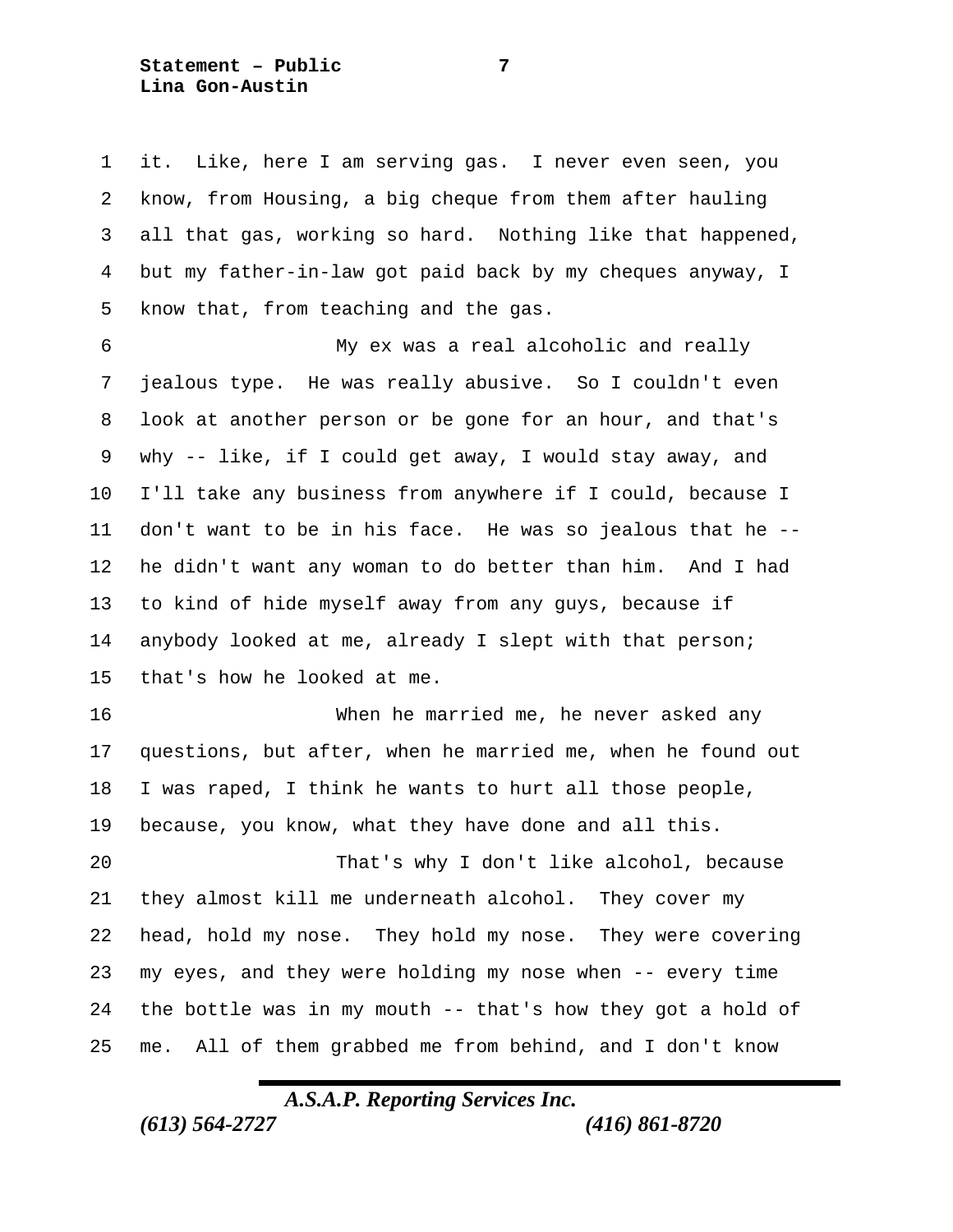it. Like, here I am serving gas. I never even seen, you know, from Housing, a big cheque from them after hauling all that gas, working so hard. Nothing like that happened, but my father-in-law got paid back by my cheques anyway, I know that, from teaching and the gas.

My ex was a real alcoholic and really jealous type. He was really abusive. So I couldn't even look at another person or be gone for an hour, and that's why -- like, if I could get away, I would stay away, and I'll take any business from anywhere if I could, because I don't want to be in his face. He was so jealous that he -- he didn't want any woman to do better than him. And I had to kind of hide myself away from any guys, because if anybody looked at me, already I slept with that person; that's how he looked at me.

When he married me, he never asked any questions, but after, when he married me, when he found out I was raped, I think he wants to hurt all those people, because, you know, what they have done and all this.

That's why I don't like alcohol, because they almost kill me underneath alcohol. They cover my head, hold my nose. They hold my nose. They were covering my eyes, and they were holding my nose when -- every time the bottle was in my mouth -- that's how they got a hold of me. All of them grabbed me from behind, and I don't know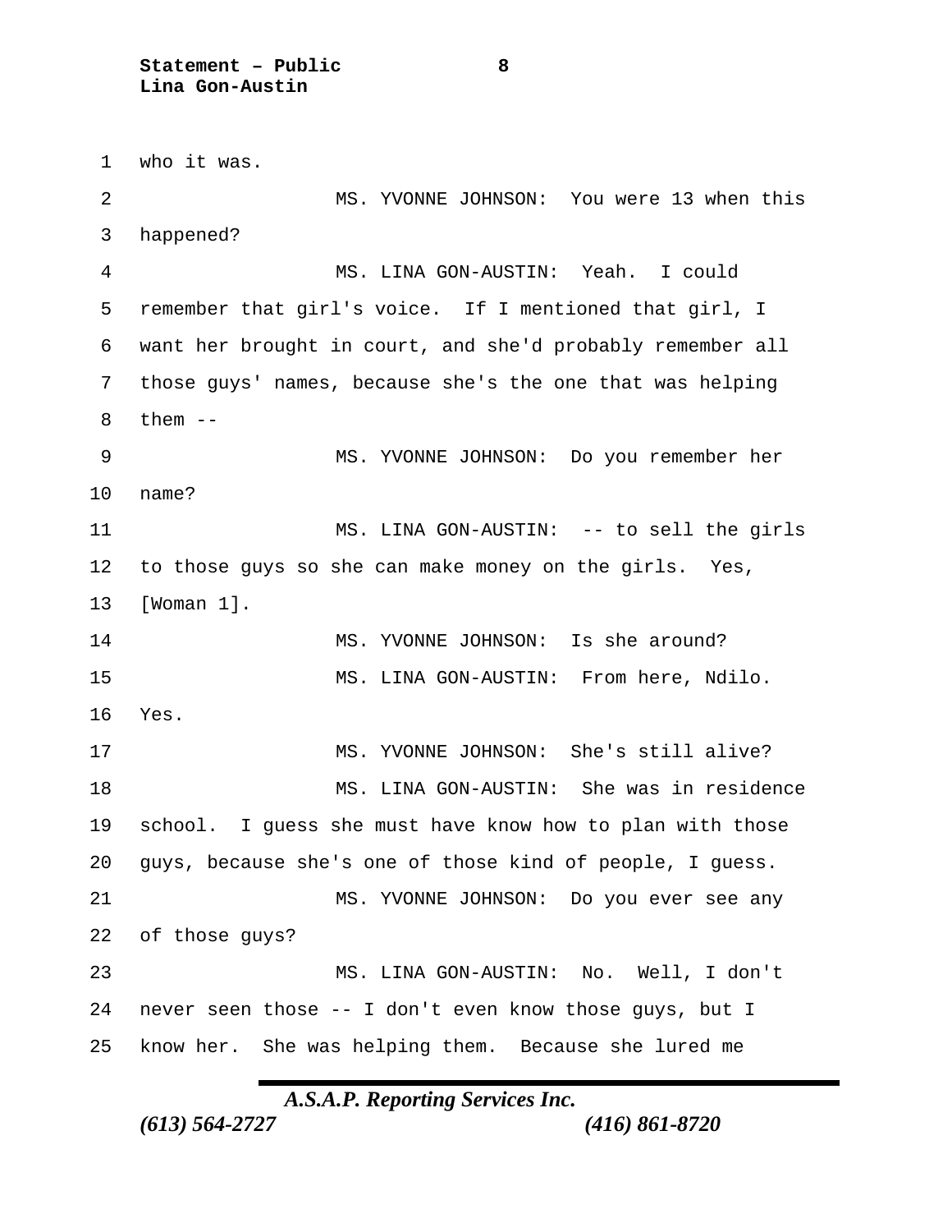who it was.

MS. YVONNE JOHNSON: You were 13 when this happened?

MS. LINA GON-AUSTIN: Yeah. I could remember that girl's voice. If I mentioned that girl, I want her brought in court, and she'd probably remember all those guys' names, because she's the one that was helping them --

MS. YVONNE JOHNSON: Do you remember her name?

MS. LINA GON-AUSTIN: -- to sell the girls to those guys so she can make money on the girls. Yes, [Woman 1].

MS. YVONNE JOHNSON: Is she around?

MS. LINA GON-AUSTIN: From here, Ndilo. Yes.

MS. YVONNE JOHNSON: She's still alive?

MS. LINA GON-AUSTIN: She was in residence school. I guess she must have know how to plan with those guys, because she's one of those kind of people, I guess.

MS. YVONNE JOHNSON: Do you ever see any of those guys?

MS. LINA GON-AUSTIN: No. Well, I don't never seen those -- I don't even know those guys, but I know her. She was helping them. Because she lured me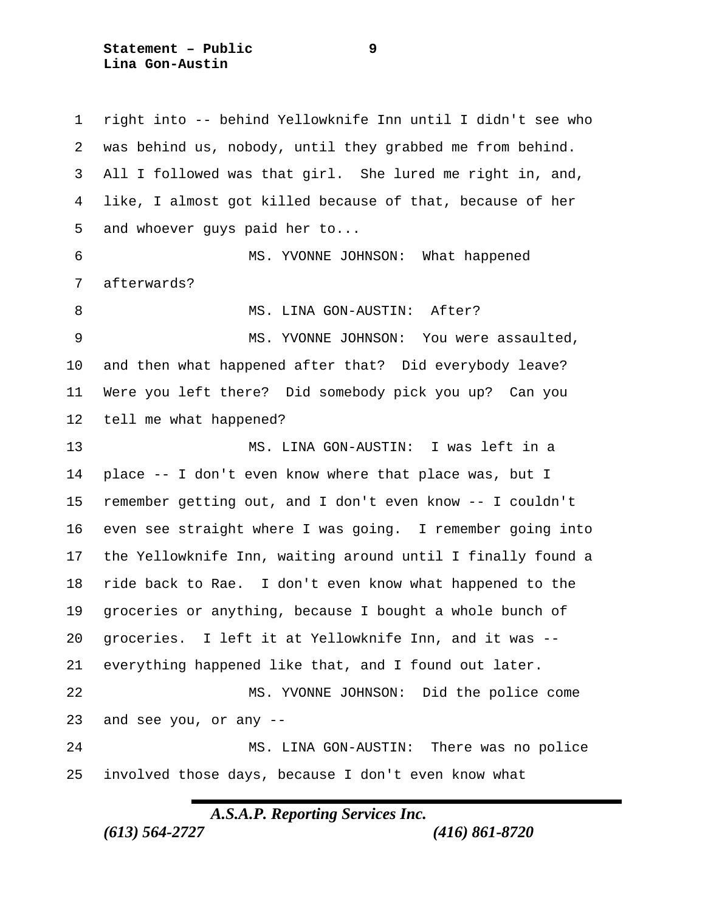right into -- behind Yellowknife Inn until I didn't see who was behind us, nobody, until they grabbed me from behind. All I followed was that girl. She lured me right in, and, like, I almost got killed because of that, because of her and whoever guys paid her to...

MS. YVONNE JOHNSON: What happened afterwards?

MS. LINA GON-AUSTIN: After?

MS. YVONNE JOHNSON: You were assaulted, and then what happened after that? Did everybody leave? Were you left there? Did somebody pick you up? Can you tell me what happened?

MS. LINA GON-AUSTIN: I was left in a place -- I don't even know where that place was, but I remember getting out, and I don't even know -- I couldn't even see straight where I was going. I remember going into the Yellowknife Inn, waiting around until I finally found a ride back to Rae. I don't even know what happened to the groceries or anything, because I bought a whole bunch of groceries. I left it at Yellowknife Inn, and it was -- everything happened like that, and I found out later.

MS. YVONNE JOHNSON: Did the police come and see you, or any --

MS. LINA GON-AUSTIN: There was no police involved those days, because I don't even know what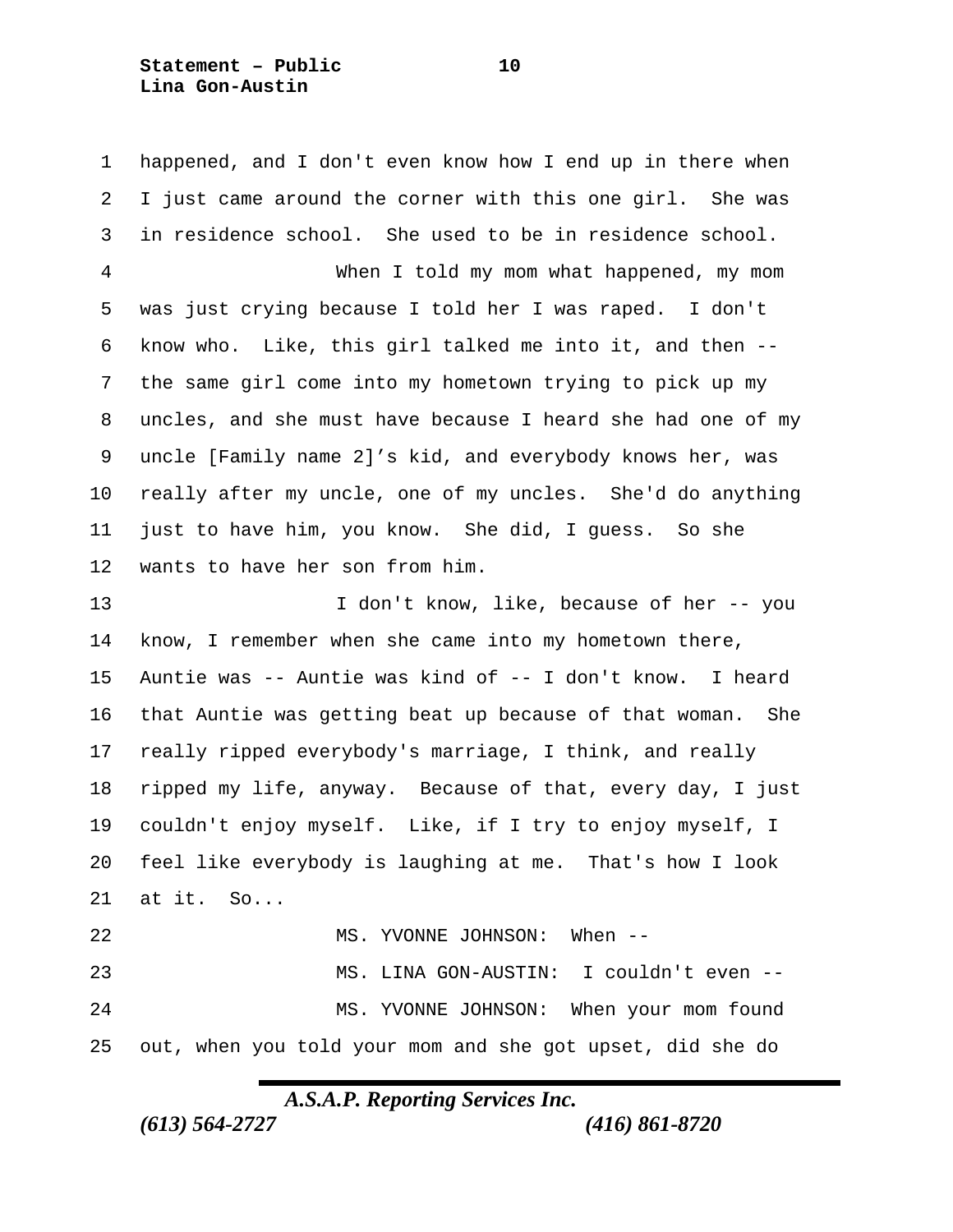happened, and I don't even know how I end up in there when I just came around the corner with this one girl. She was in residence school. She used to be in residence school.

When I told my mom what happened, my mom was just crying because I told her I was raped. I don't know who. Like, this girl talked me into it, and then -- the same girl come into my hometown trying to pick up my uncles, and she must have because I heard she had one of my uncle [Family name 2]'s kid, and everybody knows her, was really after my uncle, one of my uncles. She'd do anything just to have him, you know. She did, I guess. So she wants to have her son from him.

I don't know, like, because of her -- you know, I remember when she came into my hometown there, Auntie was -- Auntie was kind of -- I don't know. I heard that Auntie was getting beat up because of that woman. She really ripped everybody's marriage, I think, and really ripped my life, anyway. Because of that, every day, I just couldn't enjoy myself. Like, if I try to enjoy myself, I feel like everybody is laughing at me. That's how I look at it. So...

MS. YVONNE JOHNSON: When --

MS. LINA GON-AUSTIN: I couldn't even --

MS. YVONNE JOHNSON: When your mom found out, when you told your mom and she got upset, did she do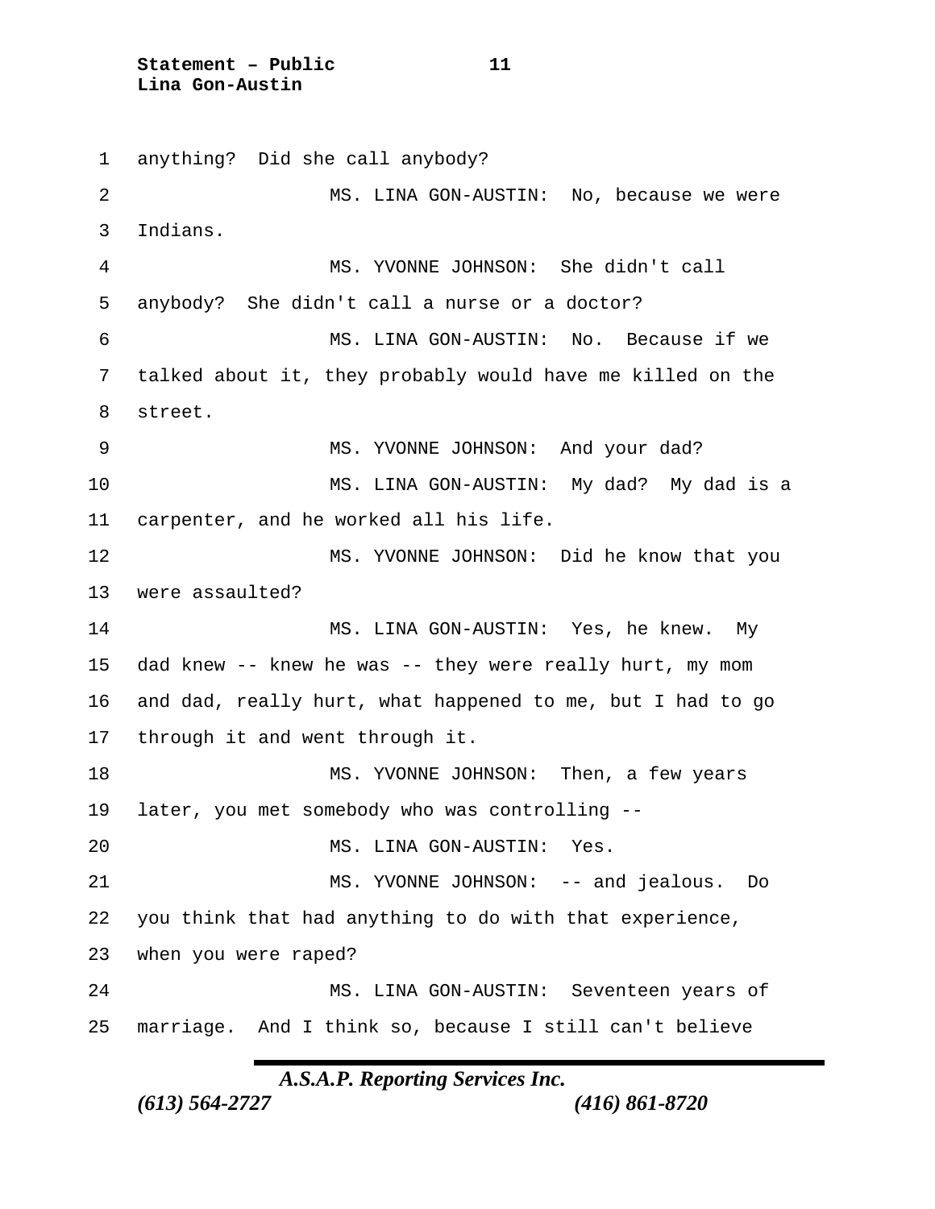anything? Did she call anybody?

MS. LINA GON-AUSTIN: No, because we were Indians.

MS. YVONNE JOHNSON: She didn't call anybody? She didn't call a nurse or a doctor?

MS. LINA GON-AUSTIN: No. Because if we talked about it, they probably would have me killed on the street.

MS. YVONNE JOHNSON: And your dad?

MS. LINA GON-AUSTIN: My dad? My dad is a carpenter, and he worked all his life.

MS. YVONNE JOHNSON: Did he know that you were assaulted?

MS. LINA GON-AUSTIN: Yes, he knew. My dad knew -- knew he was -- they were really hurt, my mom and dad, really hurt, what happened to me, but I had to go through it and went through it.

MS. YVONNE JOHNSON: Then, a few years later, you met somebody who was controlling --

MS. LINA GON-AUSTIN: Yes.

MS. YVONNE JOHNSON: -- and jealous. Do you think that had anything to do with that experience, when you were raped?

MS. LINA GON-AUSTIN: Seventeen years of marriage. And I think so, because I still can't believe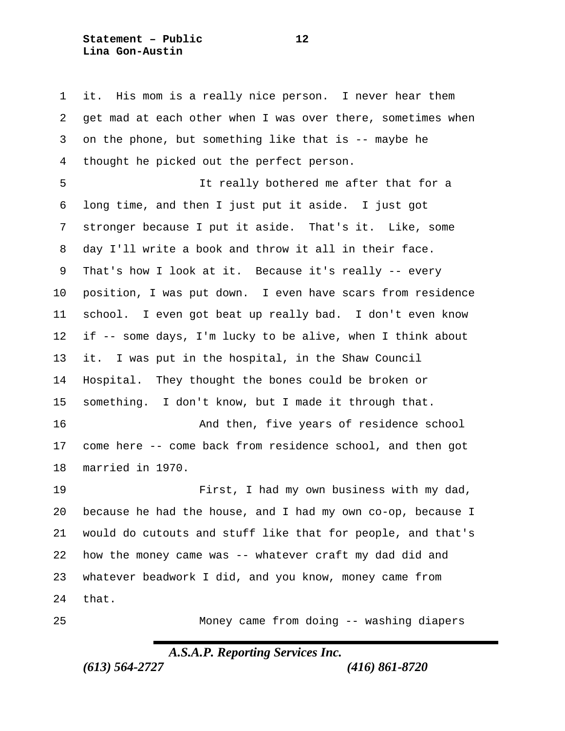it. His mom is a really nice person. I never hear them get mad at each other when I was over there, sometimes when on the phone, but something like that is -- maybe he thought he picked out the perfect person.

It really bothered me after that for a long time, and then I just put it aside. I just got stronger because I put it aside. That's it. Like, some day I'll write a book and throw it all in their face. That's how I look at it. Because it's really -- every position, I was put down. I even have scars from residence school. I even got beat up really bad. I don't even know if -- some days, I'm lucky to be alive, when I think about it. I was put in the hospital, in the Shaw Council Hospital. They thought the bones could be broken or something. I don't know, but I made it through that.

And then, five years of residence school come here -- come back from residence school, and then got married in 1970.

First, I had my own business with my dad, because he had the house, and I had my own co-op, because I would do cutouts and stuff like that for people, and that's how the money came was -- whatever craft my dad did and whatever beadwork I did, and you know, money came from that.

Money came from doing -- washing diapers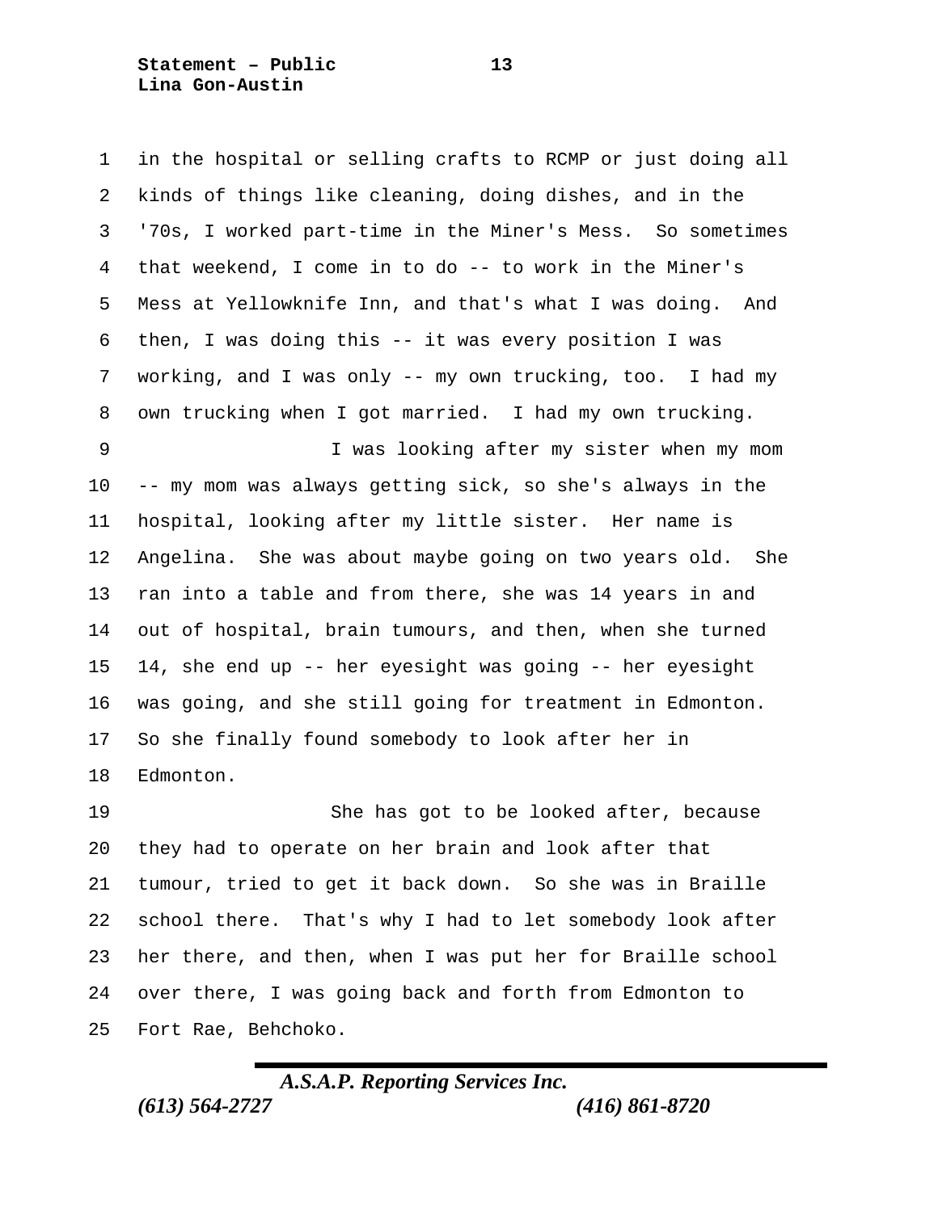in the hospital or selling crafts to RCMP or just doing all kinds of things like cleaning, doing dishes, and in the '70s, I worked part-time in the Miner's Mess. So sometimes that weekend, I come in to do -- to work in the Miner's Mess at Yellowknife Inn, and that's what I was doing. And then, I was doing this -- it was every position I was working, and I was only -- my own trucking, too. I had my own trucking when I got married. I had my own trucking.

I was looking after my sister when my mom -- my mom was always getting sick, so she's always in the hospital, looking after my little sister. Her name is Angelina. She was about maybe going on two years old. She ran into a table and from there, she was 14 years in and out of hospital, brain tumours, and then, when she turned 14, she end up -- her eyesight was going -- her eyesight was going, and she still going for treatment in Edmonton. So she finally found somebody to look after her in Edmonton.

She has got to be looked after, because they had to operate on her brain and look after that tumour, tried to get it back down. So she was in Braille school there. That's why I had to let somebody look after her there, and then, when I was put her for Braille school over there, I was going back and forth from Edmonton to Fort Rae, Behchoko.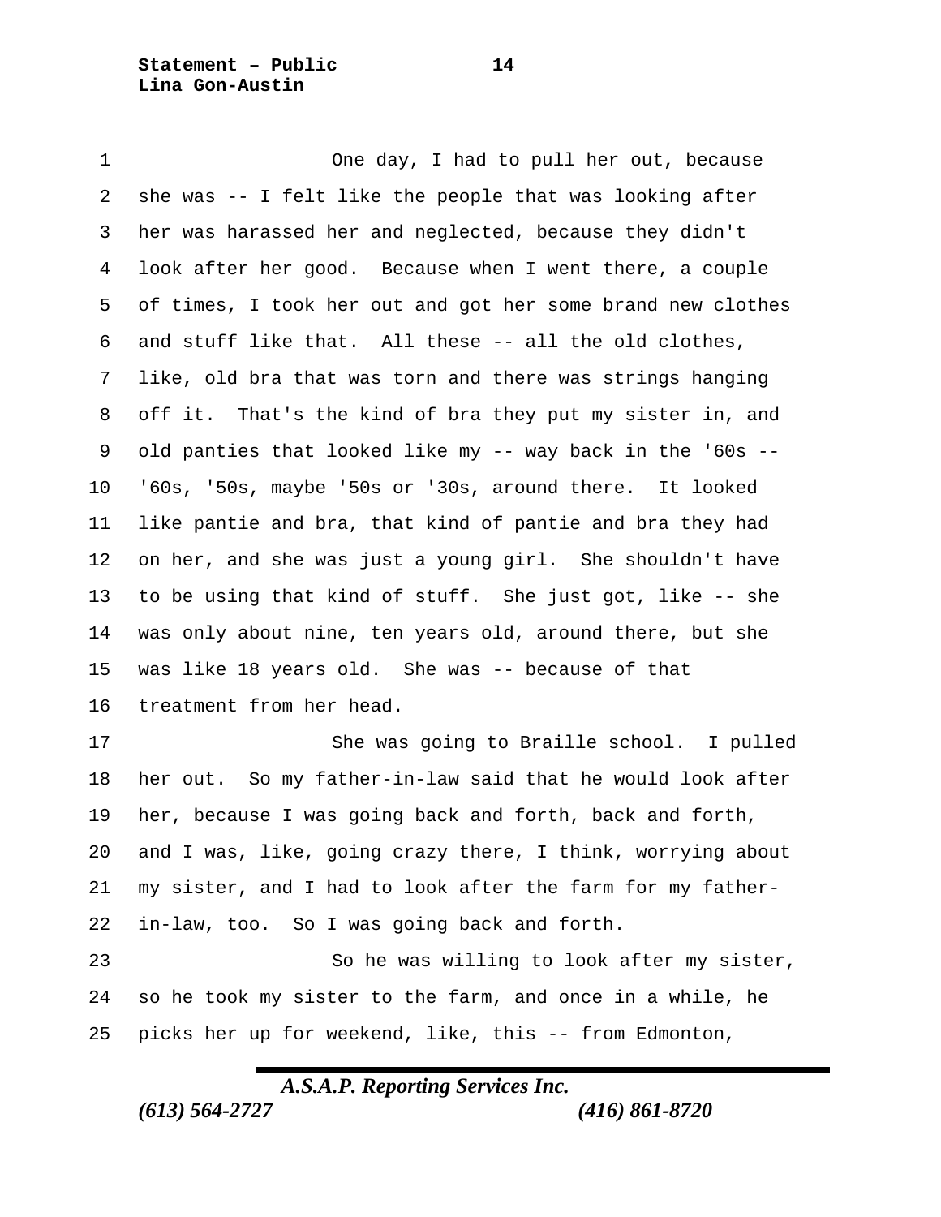One day, I had to pull her out, because she was -- I felt like the people that was looking after her was harassed her and neglected, because they didn't look after her good. Because when I went there, a couple of times, I took her out and got her some brand new clothes and stuff like that. All these -- all the old clothes, like, old bra that was torn and there was strings hanging off it. That's the kind of bra they put my sister in, and old panties that looked like my -- way back in the '60s -- '60s, '50s, maybe '50s or '30s, around there. It looked like pantie and bra, that kind of pantie and bra they had on her, and she was just a young girl. She shouldn't have to be using that kind of stuff. She just got, like -- she was only about nine, ten years old, around there, but she was like 18 years old. She was -- because of that treatment from her head.

She was going to Braille school. I pulled her out. So my father-in-law said that he would look after her, because I was going back and forth, back and forth, and I was, like, going crazy there, I think, worrying about my sister, and I had to look after the farm for my father-in-law, too. So I was going back and forth.

So he was willing to look after my sister, so he took my sister to the farm, and once in a while, he picks her up for weekend, like, this -- from Edmonton,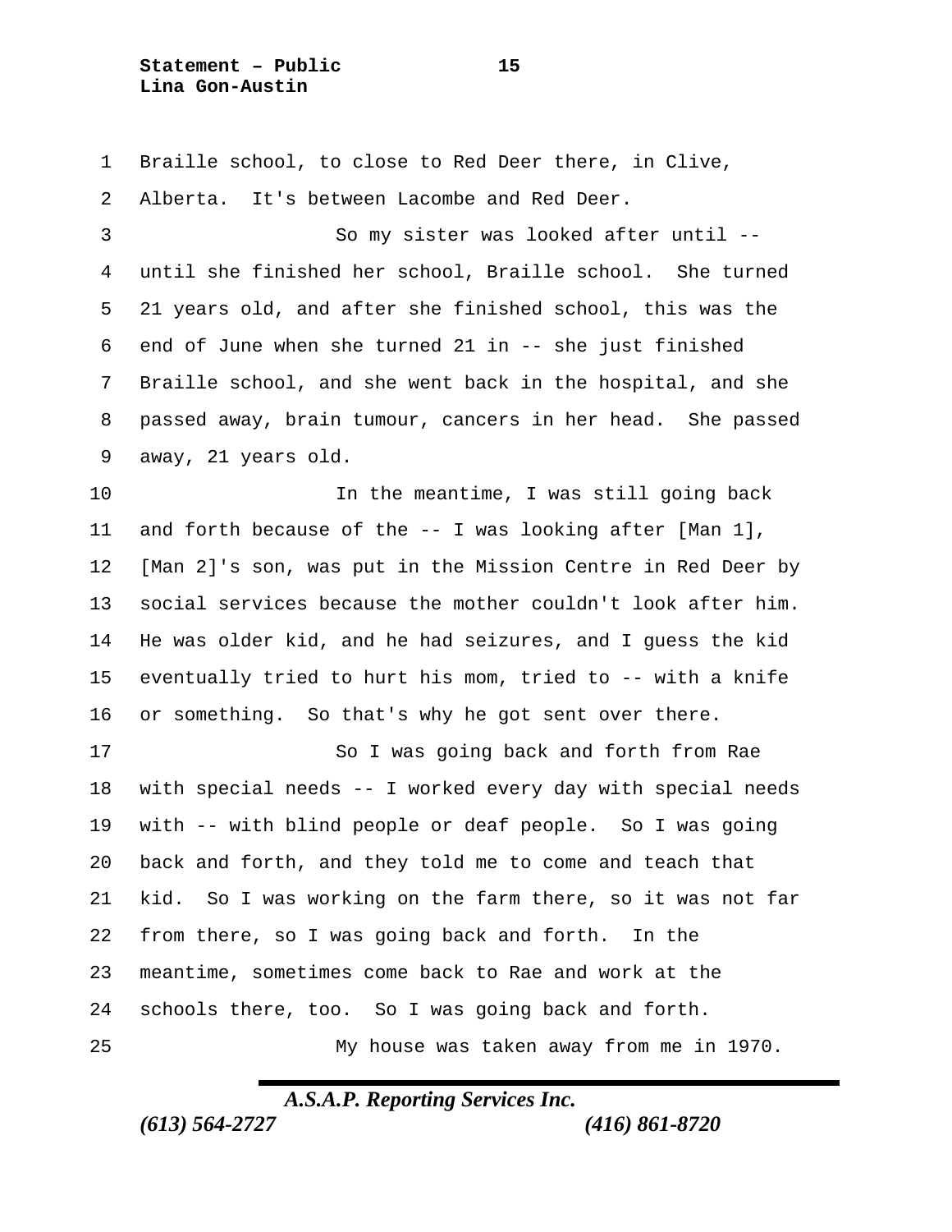Braille school, to close to Red Deer there, in Clive, Alberta. It's between Lacombe and Red Deer.

So my sister was looked after until -- until she finished her school, Braille school. She turned 21 years old, and after she finished school, this was the end of June when she turned 21 in -- she just finished Braille school, and she went back in the hospital, and she passed away, brain tumour, cancers in her head. She passed away, 21 years old.

In the meantime, I was still going back and forth because of the -- I was looking after [Man 1], [Man 2]'s son, was put in the Mission Centre in Red Deer by social services because the mother couldn't look after him. He was older kid, and he had seizures, and I guess the kid eventually tried to hurt his mom, tried to -- with a knife or something. So that's why he got sent over there.

So I was going back and forth from Rae with special needs -- I worked every day with special needs with -- with blind people or deaf people. So I was going back and forth, and they told me to come and teach that kid. So I was working on the farm there, so it was not far from there, so I was going back and forth. In the meantime, sometimes come back to Rae and work at the schools there, too. So I was going back and forth.

My house was taken away from me in 1970.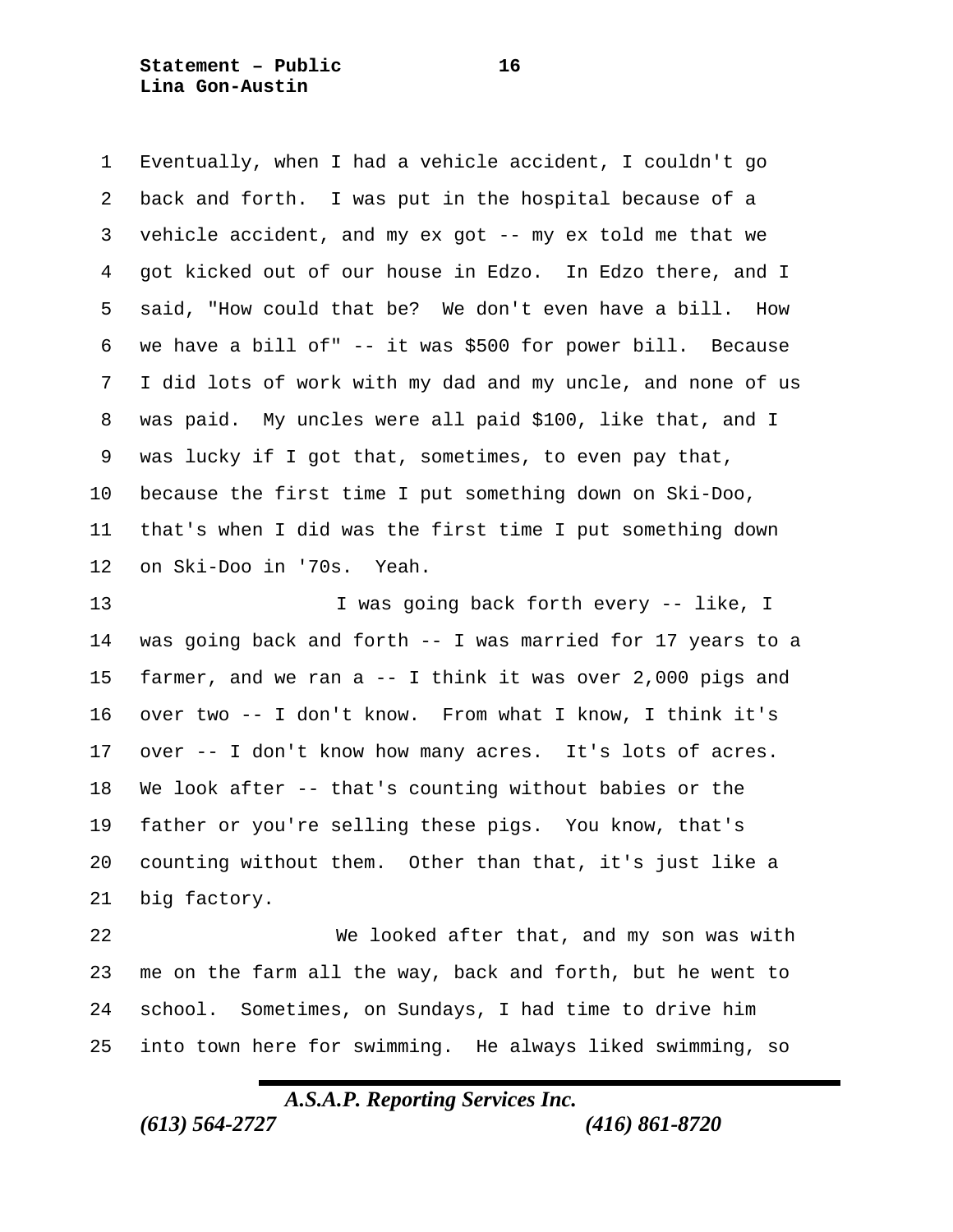Eventually, when I had a vehicle accident, I couldn't go back and forth. I was put in the hospital because of a vehicle accident, and my ex got -- my ex told me that we got kicked out of our house in Edzo. In Edzo there, and I said, "How could that be? We don't even have a bill. How we have a bill of" -- it was $500 for power bill. Because I did lots of work with my dad and my uncle, and none of us was paid. My uncles were all paid $100, like that, and I was lucky if I got that, sometimes, to even pay that, because the first time I put something down on Ski-Doo, that's when I did was the first time I put something down on Ski-Doo in '70s. Yeah.

I was going back forth every -- like, I was going back and forth -- I was married for 17 years to a farmer, and we ran a -- I think it was over 2,000 pigs and over two -- I don't know. From what I know, I think it's over -- I don't know how many acres. It's lots of acres. We look after -- that's counting without babies or the father or you're selling these pigs. You know, that's counting without them. Other than that, it's just like a big factory.

We looked after that, and my son was with me on the farm all the way, back and forth, but he went to school. Sometimes, on Sundays, I had time to drive him into town here for swimming. He always liked swimming, so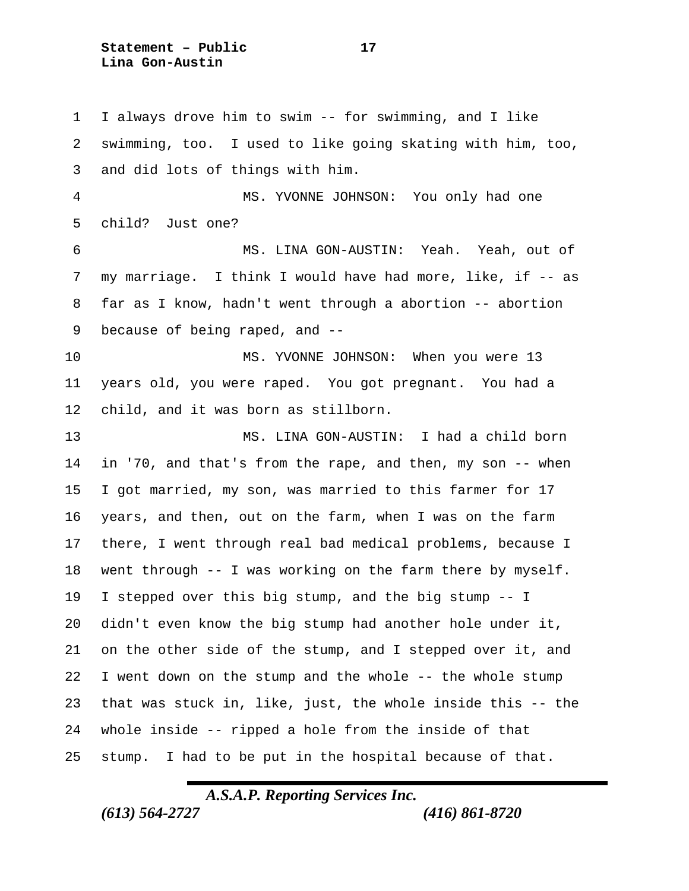I always drove him to swim -- for swimming, and I like swimming, too. I used to like going skating with him, too, and did lots of things with him.

MS. YVONNE JOHNSON: You only had one child? Just one?

MS. LINA GON-AUSTIN: Yeah. Yeah, out of my marriage. I think I would have had more, like, if -- as far as I know, hadn't went through a abortion -- abortion because of being raped, and --

MS. YVONNE JOHNSON: When you were 13 years old, you were raped. You got pregnant. You had a child, and it was born as stillborn.

MS. LINA GON-AUSTIN: I had a child born in '70, and that's from the rape, and then, my son -- when I got married, my son, was married to this farmer for 17 years, and then, out on the farm, when I was on the farm there, I went through real bad medical problems, because I went through -- I was working on the farm there by myself. I stepped over this big stump, and the big stump -- I didn't even know the big stump had another hole under it, on the other side of the stump, and I stepped over it, and I went down on the stump and the whole -- the whole stump that was stuck in, like, just, the whole inside this -- the whole inside -- ripped a hole from the inside of that stump. I had to be put in the hospital because of that.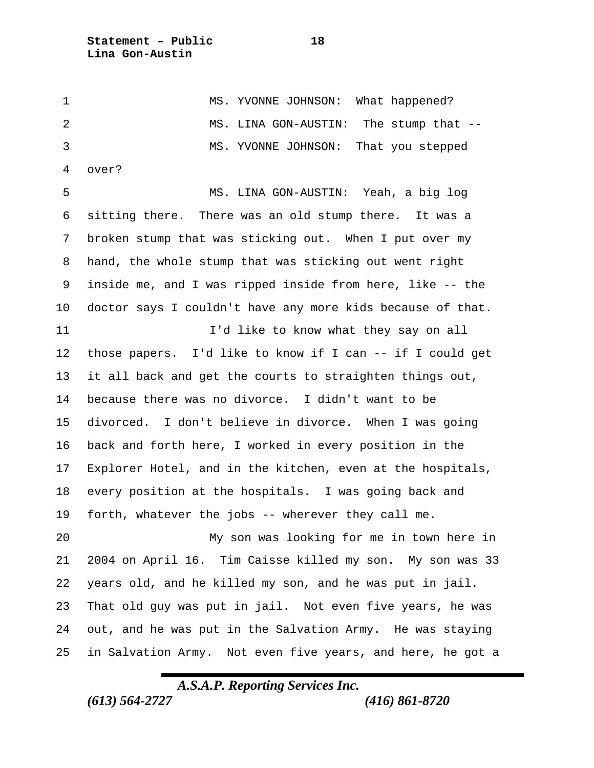MS. YVONNE JOHNSON: What happened?

MS. LINA GON-AUSTIN: The stump that --

MS. YVONNE JOHNSON: That you stepped over?

MS. LINA GON-AUSTIN: Yeah, a big log sitting there. There was an old stump there. It was a broken stump that was sticking out. When I put over my hand, the whole stump that was sticking out went right inside me, and I was ripped inside from here, like -- the doctor says I couldn't have any more kids because of that.

I'd like to know what they say on all those papers. I'd like to know if I can -- if I could get it all back and get the courts to straighten things out, because there was no divorce. I didn't want to be divorced. I don't believe in divorce. When I was going back and forth here, I worked in every position in the Explorer Hotel, and in the kitchen, even at the hospitals, every position at the hospitals. I was going back and forth, whatever the jobs -- wherever they call me.

My son was looking for me in town here in 2004 on April 16. Tim Caisse killed my son. My son was 33 years old, and he killed my son, and he was put in jail. That old guy was put in jail. Not even five years, he was out, and he was put in the Salvation Army. He was staying in Salvation Army. Not even five years, and here, he got a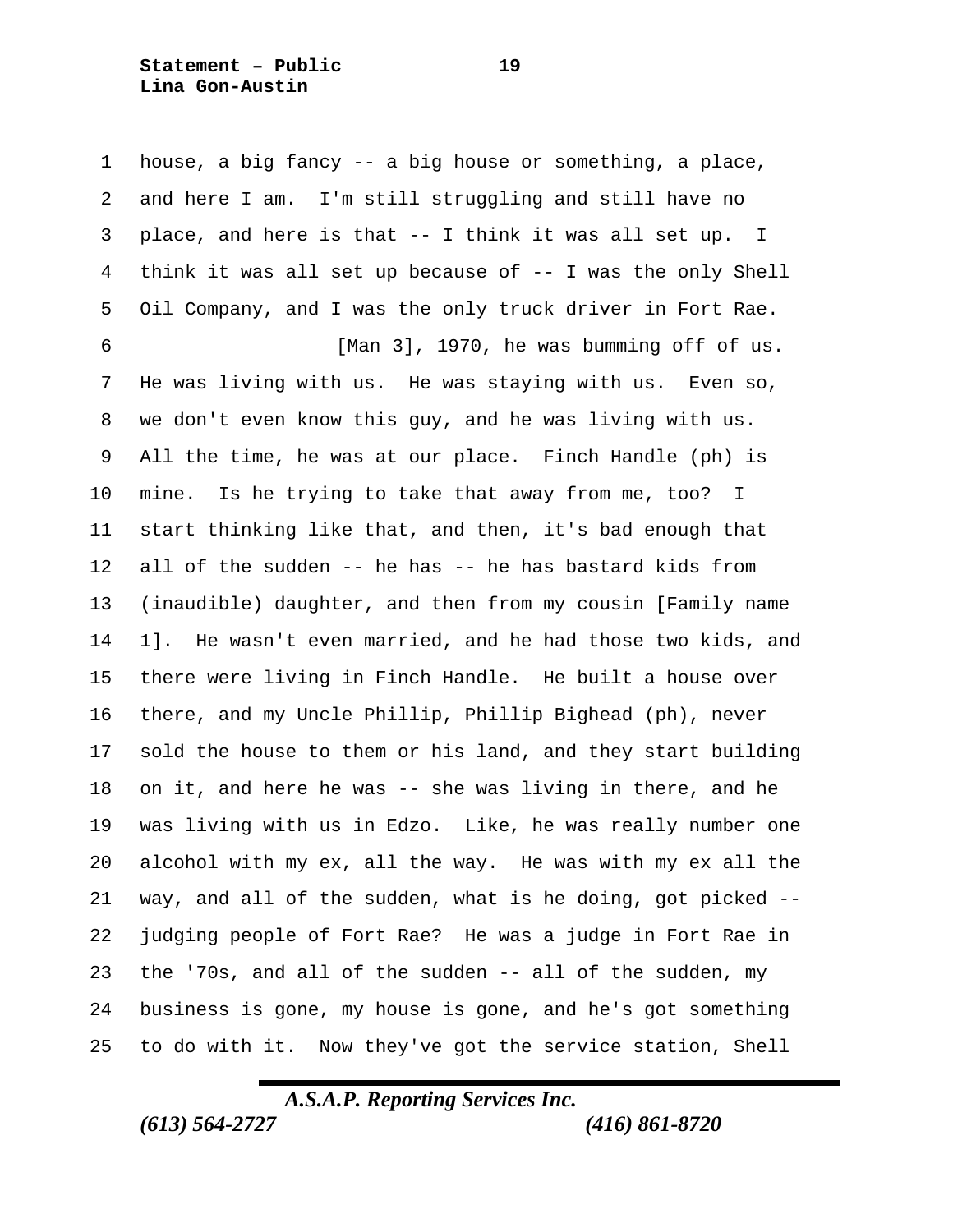house, a big fancy -- a big house or something, a place, and here I am. I'm still struggling and still have no place, and here is that -- I think it was all set up. I think it was all set up because of -- I was the only Shell Oil Company, and I was the only truck driver in Fort Rae.

[Man 3], 1970, he was bumming off of us. He was living with us. He was staying with us. Even so, we don't even know this guy, and he was living with us. All the time, he was at our place. Finch Handle (ph) is mine. Is he trying to take that away from me, too? I start thinking like that, and then, it's bad enough that all of the sudden -- he has -- he has bastard kids from (inaudible) daughter, and then from my cousin [Family name 1]. He wasn't even married, and he had those two kids, and there were living in Finch Handle. He built a house over there, and my Uncle Phillip, Phillip Bighead (ph), never sold the house to them or his land, and they start building on it, and here he was -- she was living in there, and he was living with us in Edzo. Like, he was really number one alcohol with my ex, all the way. He was with my ex all the way, and all of the sudden, what is he doing, got picked -- judging people of Fort Rae? He was a judge in Fort Rae in the '70s, and all of the sudden -- all of the sudden, my business is gone, my house is gone, and he's got something to do with it. Now they've got the service station, Shell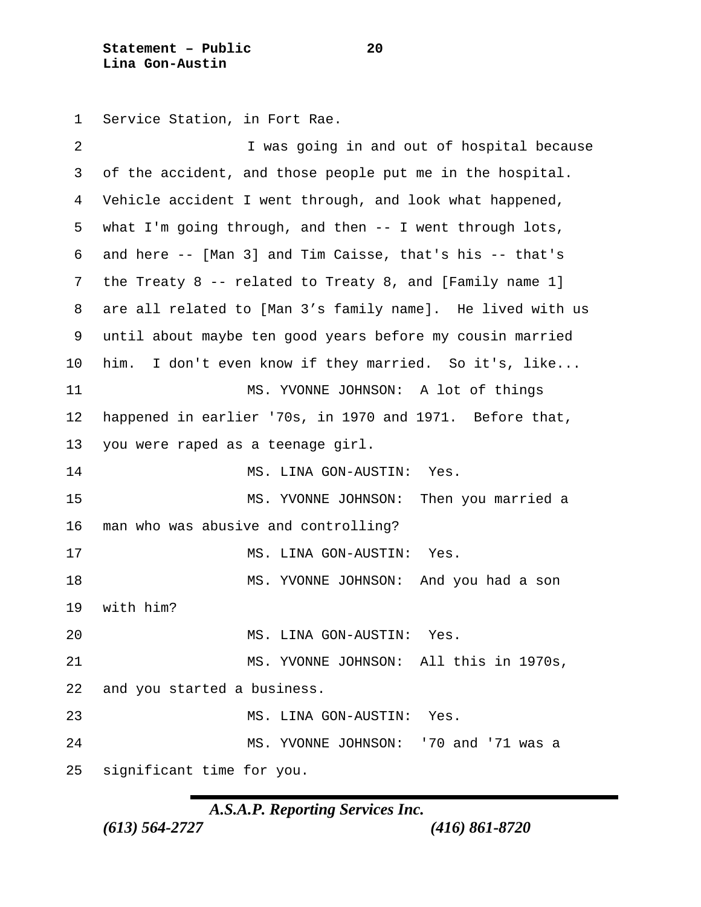Service Station, in Fort Rae.

I was going in and out of hospital because of the accident, and those people put me in the hospital. Vehicle accident I went through, and look what happened, what I'm going through, and then -- I went through lots, and here -- [Man 3] and Tim Caisse, that's his -- that's the Treaty 8 -- related to Treaty 8, and [Family name 1] are all related to [Man 3's family name]. He lived with us until about maybe ten good years before my cousin married him. I don't even know if they married. So it's, like...

MS. YVONNE JOHNSON: A lot of things happened in earlier '70s, in 1970 and 1971. Before that, you were raped as a teenage girl.

MS. LINA GON-AUSTIN: Yes.

MS. YVONNE JOHNSON: Then you married a man who was abusive and controlling?

MS. LINA GON-AUSTIN: Yes.

MS. YVONNE JOHNSON: And you had a son with him?

MS. LINA GON-AUSTIN: Yes.

MS. YVONNE JOHNSON: All this in 1970s, and you started a business.

MS. LINA GON-AUSTIN: Yes.

MS. YVONNE JOHNSON: '70 and '71 was a significant time for you.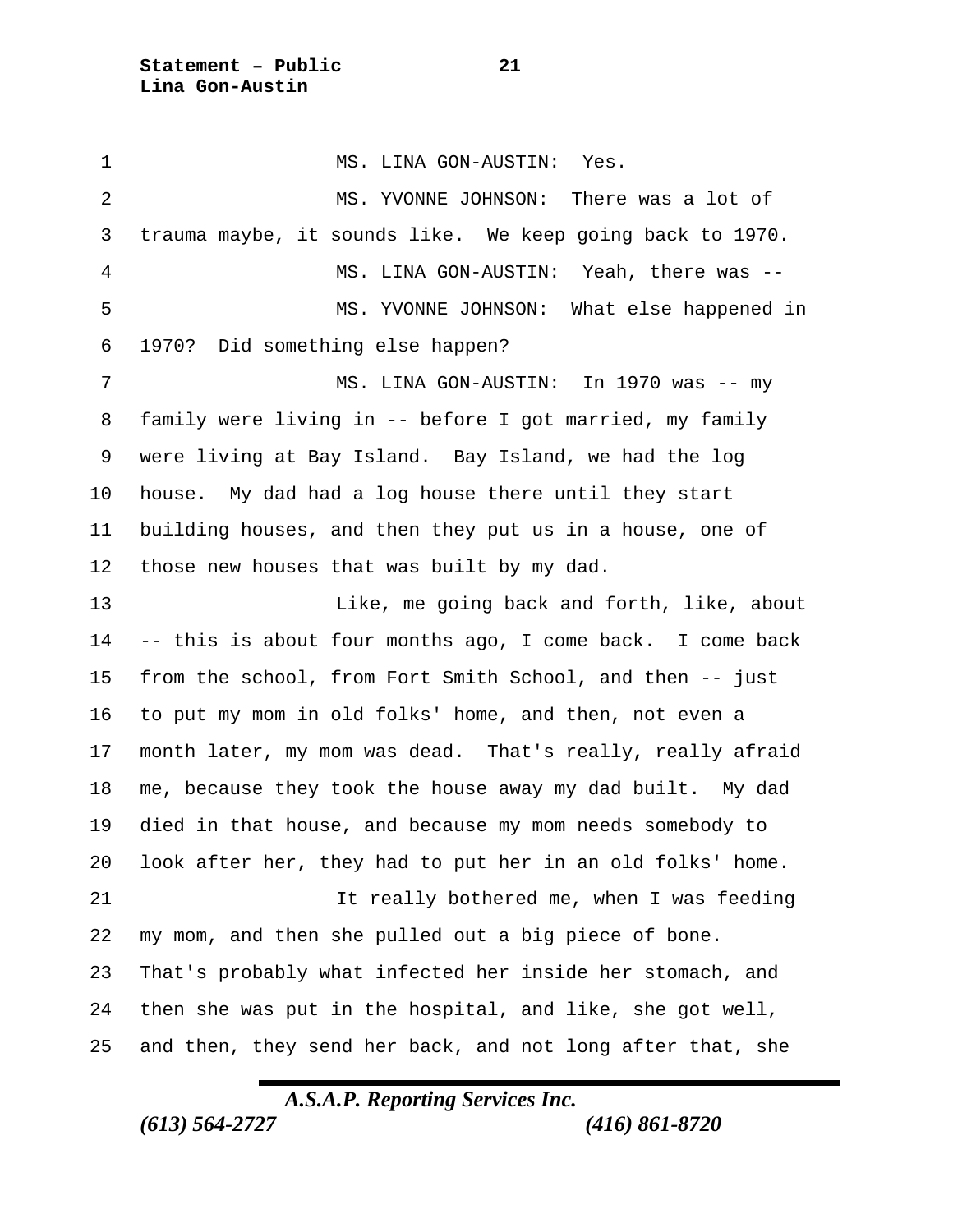MS. LINA GON-AUSTIN: Yes.

MS. YVONNE JOHNSON: There was a lot of trauma maybe, it sounds like. We keep going back to 1970.

MS. LINA GON-AUSTIN: Yeah, there was --

MS. YVONNE JOHNSON: What else happened in 1970? Did something else happen?

MS. LINA GON-AUSTIN: In 1970 was -- my family were living in -- before I got married, my family were living at Bay Island. Bay Island, we had the log house. My dad had a log house there until they start building houses, and then they put us in a house, one of those new houses that was built by my dad.

Like, me going back and forth, like, about -- this is about four months ago, I come back. I come back from the school, from Fort Smith School, and then -- just to put my mom in old folks' home, and then, not even a month later, my mom was dead. That's really, really afraid me, because they took the house away my dad built. My dad died in that house, and because my mom needs somebody to look after her, they had to put her in an old folks' home.

It really bothered me, when I was feeding my mom, and then she pulled out a big piece of bone. That's probably what infected her inside her stomach, and then she was put in the hospital, and like, she got well, and then, they send her back, and not long after that, she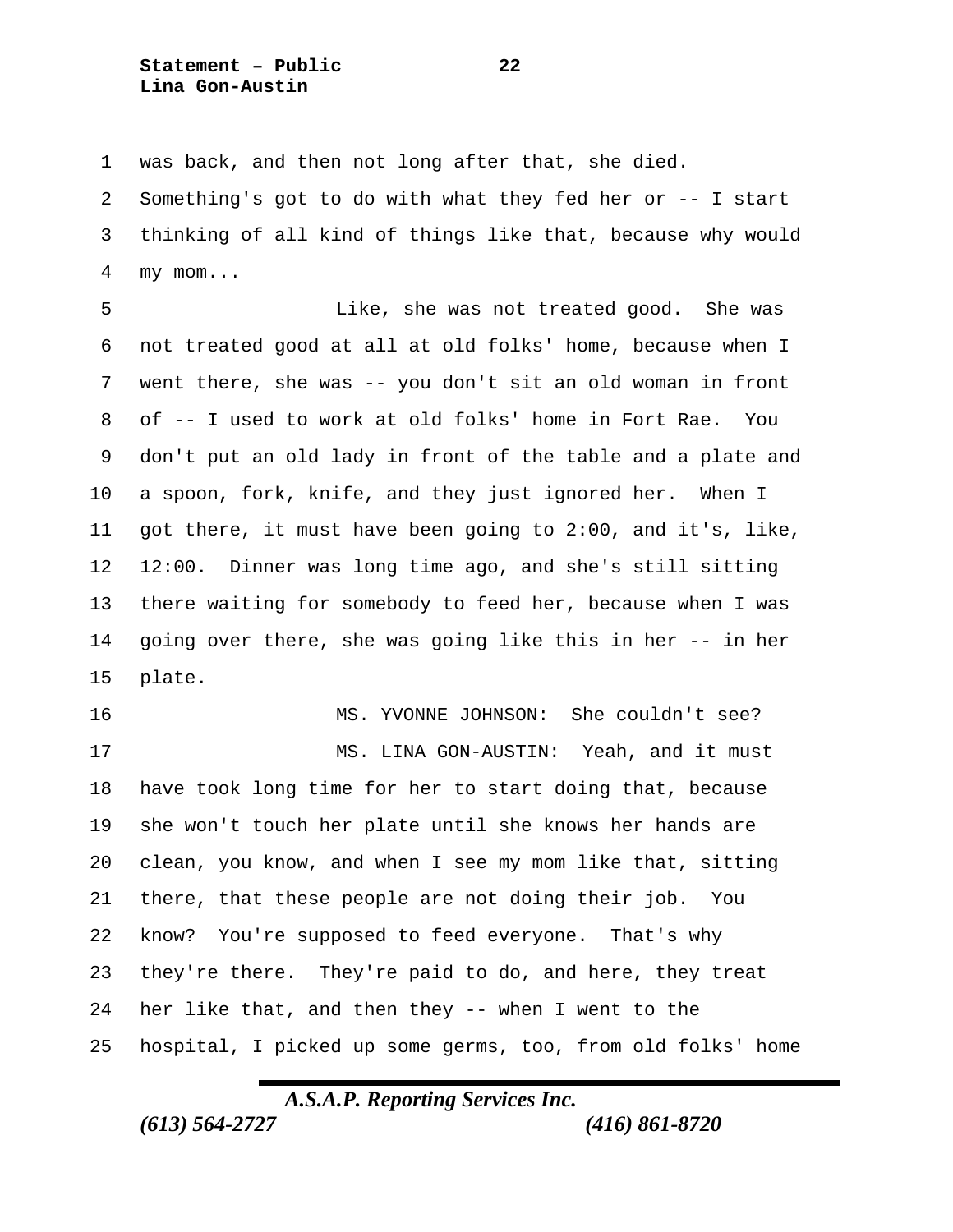was back, and then not long after that, she died. Something's got to do with what they fed her or -- I start thinking of all kind of things like that, because why would my mom...

Like, she was not treated good. She was not treated good at all at old folks' home, because when I went there, she was -- you don't sit an old woman in front of -- I used to work at old folks' home in Fort Rae. You don't put an old lady in front of the table and a plate and a spoon, fork, knife, and they just ignored her. When I got there, it must have been going to 2:00, and it's, like, 12:00. Dinner was long time ago, and she's still sitting there waiting for somebody to feed her, because when I was going over there, she was going like this in her -- in her plate.

MS. YVONNE JOHNSON: She couldn't see?

MS. LINA GON-AUSTIN: Yeah, and it must have took long time for her to start doing that, because she won't touch her plate until she knows her hands are clean, you know, and when I see my mom like that, sitting there, that these people are not doing their job. You know? You're supposed to feed everyone. That's why they're there. They're paid to do, and here, they treat her like that, and then they -- when I went to the hospital, I picked up some germs, too, from old folks' home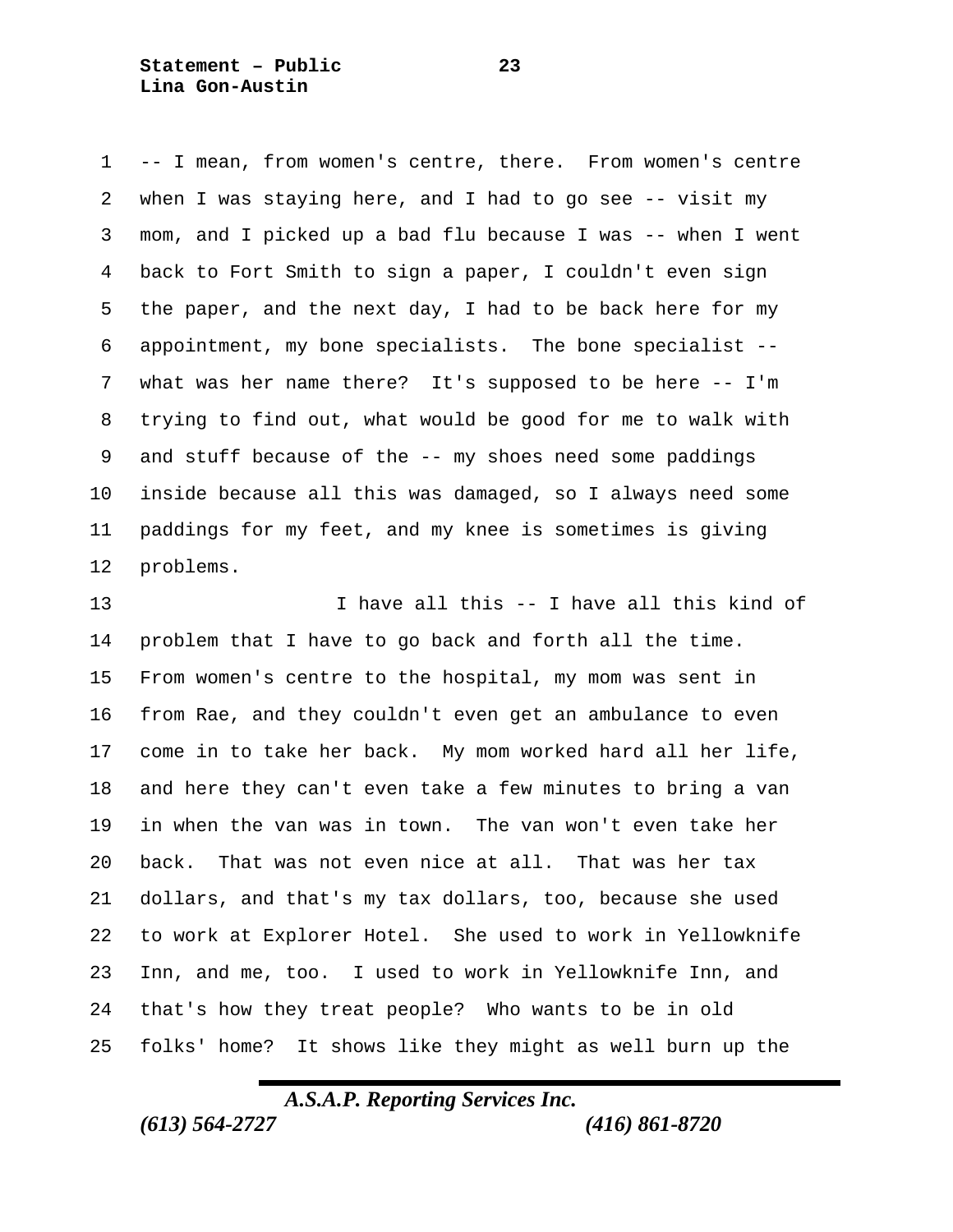-- I mean, from women's centre, there. From women's centre when I was staying here, and I had to go see -- visit my mom, and I picked up a bad flu because I was -- when I went back to Fort Smith to sign a paper, I couldn't even sign the paper, and the next day, I had to be back here for my appointment, my bone specialists. The bone specialist -- what was her name there? It's supposed to be here -- I'm trying to find out, what would be good for me to walk with and stuff because of the -- my shoes need some paddings inside because all this was damaged, so I always need some paddings for my feet, and my knee is sometimes is giving problems.

I have all this -- I have all this kind of problem that I have to go back and forth all the time. From women's centre to the hospital, my mom was sent in from Rae, and they couldn't even get an ambulance to even come in to take her back. My mom worked hard all her life, and here they can't even take a few minutes to bring a van in when the van was in town. The van won't even take her back. That was not even nice at all. That was her tax dollars, and that's my tax dollars, too, because she used to work at Explorer Hotel. She used to work in Yellowknife Inn, and me, too. I used to work in Yellowknife Inn, and that's how they treat people? Who wants to be in old folks' home? It shows like they might as well burn up the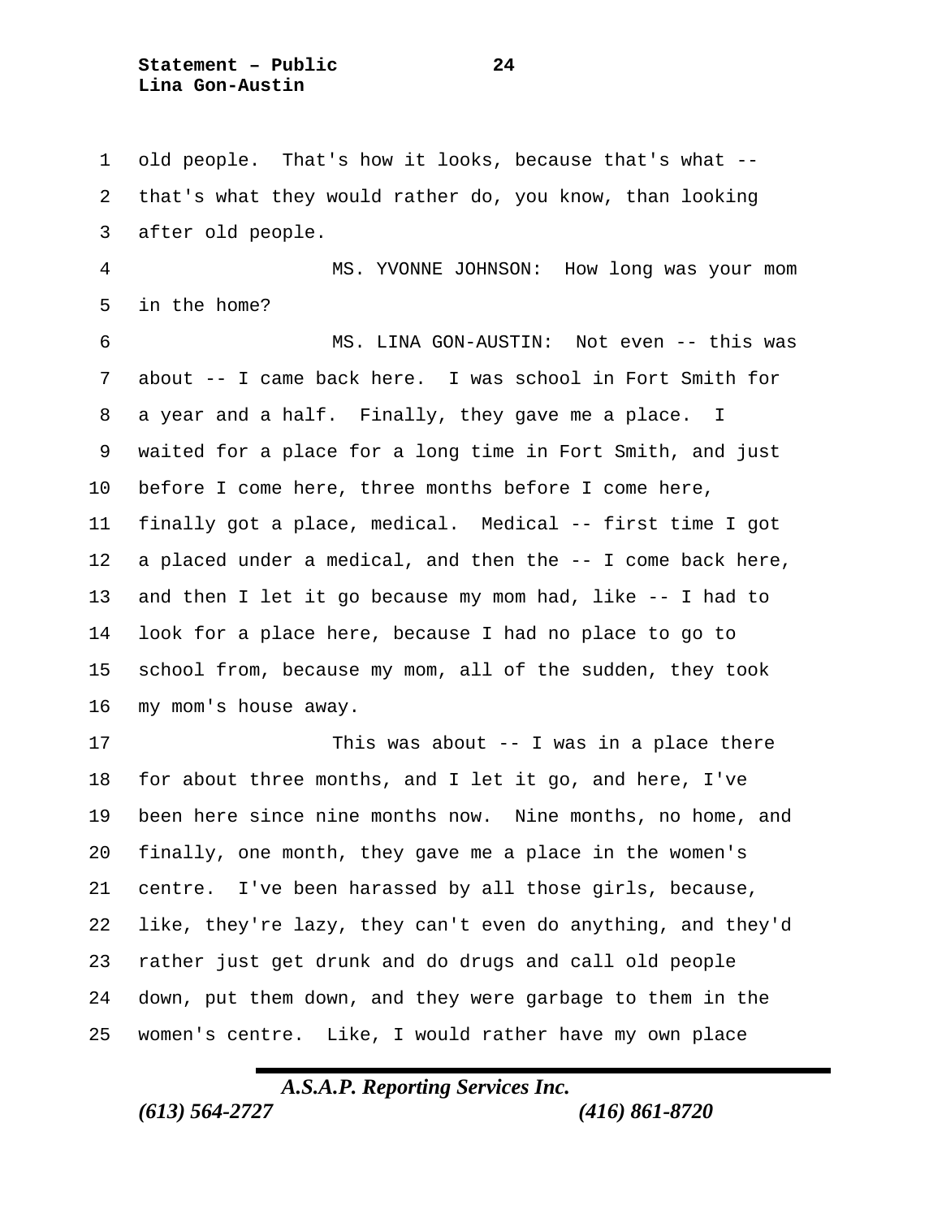old people. That's how it looks, because that's what -- that's what they would rather do, you know, than looking after old people.

MS. YVONNE JOHNSON: How long was your mom in the home?

MS. LINA GON-AUSTIN: Not even -- this was about -- I came back here. I was school in Fort Smith for a year and a half. Finally, they gave me a place. I waited for a place for a long time in Fort Smith, and just before I come here, three months before I come here, finally got a place, medical. Medical -- first time I got a placed under a medical, and then the -- I come back here, and then I let it go because my mom had, like -- I had to look for a place here, because I had no place to go to school from, because my mom, all of the sudden, they took my mom's house away.

This was about -- I was in a place there for about three months, and I let it go, and here, I've been here since nine months now. Nine months, no home, and finally, one month, they gave me a place in the women's centre. I've been harassed by all those girls, because, like, they're lazy, they can't even do anything, and they'd rather just get drunk and do drugs and call old people down, put them down, and they were garbage to them in the women's centre. Like, I would rather have my own place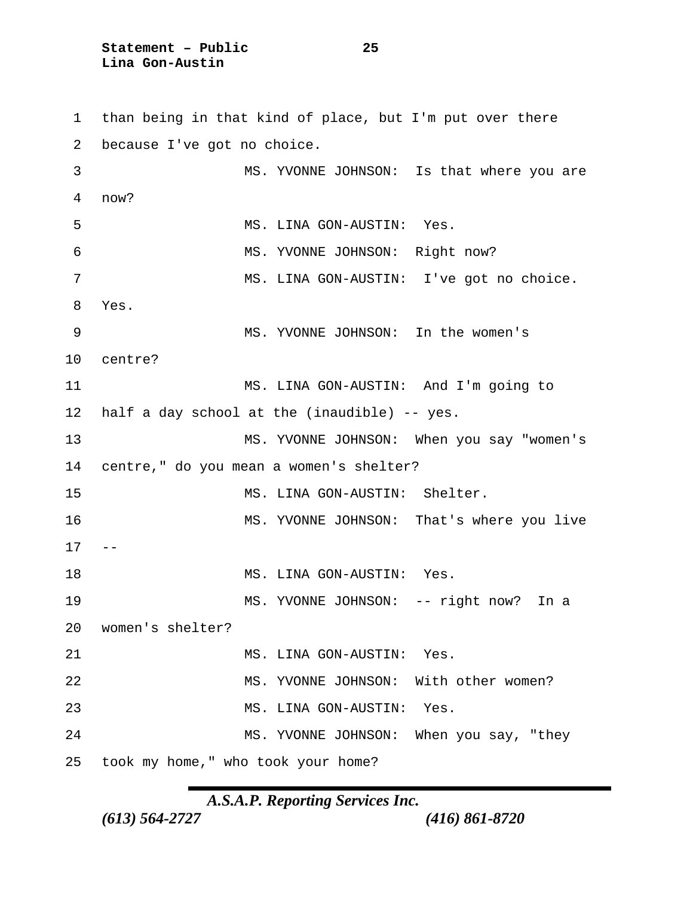than being in that kind of place, but I'm put over there because I've got no choice.

MS. YVONNE JOHNSON: Is that where you are now?

MS. LINA GON-AUSTIN: Yes.

MS. YVONNE JOHNSON: Right now?

MS. LINA GON-AUSTIN: I've got no choice. Yes.

MS. YVONNE JOHNSON: In the women's centre?

MS. LINA GON-AUSTIN: And I'm going to half a day school at the (inaudible) -- yes.

MS. YVONNE JOHNSON: When you say "women's centre," do you mean a women's shelter?

MS. LINA GON-AUSTIN: Shelter.

MS. YVONNE JOHNSON: That's where you live --

MS. LINA GON-AUSTIN: Yes.

MS. YVONNE JOHNSON: -- right now? In a women's shelter?

MS. LINA GON-AUSTIN: Yes.

MS. YVONNE JOHNSON: With other women?

MS. LINA GON-AUSTIN: Yes.

MS. YVONNE JOHNSON: When you say, "they took my home," who took your home?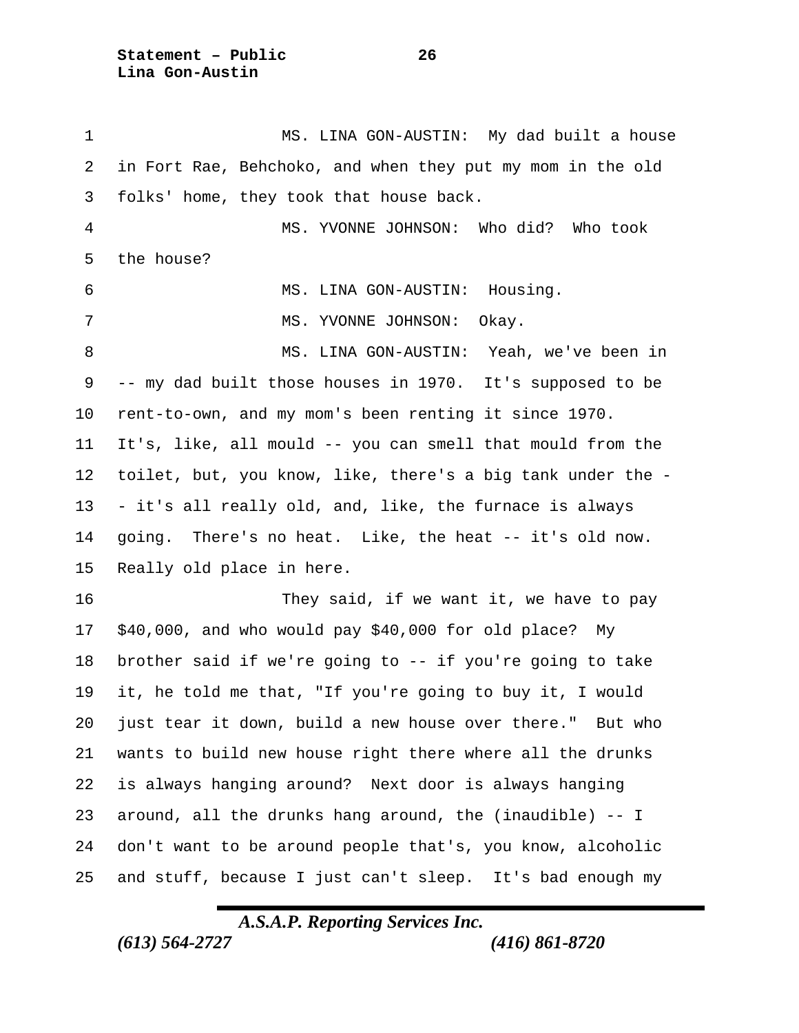MS. LINA GON-AUSTIN: My dad built a house in Fort Rae, Behchoko, and when they put my mom in the old folks' home, they took that house back.

MS. YVONNE JOHNSON: Who did? Who took the house?

MS. LINA GON-AUSTIN: Housing.

MS. YVONNE JOHNSON: Okay.

MS. LINA GON-AUSTIN: Yeah, we've been in -- my dad built those houses in 1970. It's supposed to be rent-to-own, and my mom's been renting it since 1970. It's, like, all mould -- you can smell that mould from the toilet, but, you know, like, there's a big tank under the -- it's all really old, and, like, the furnace is always going. There's no heat. Like, the heat -- it's old now. Really old place in here.

They said, if we want it, we have to pay $40,000, and who would pay $40,000 for old place? My brother said if we're going to -- if you're going to take it, he told me that, "If you're going to buy it, I would just tear it down, build a new house over there." But who wants to build new house right there where all the drunks is always hanging around? Next door is always hanging around, all the drunks hang around, the (inaudible) -- I don't want to be around people that's, you know, alcoholic and stuff, because I just can't sleep. It's bad enough my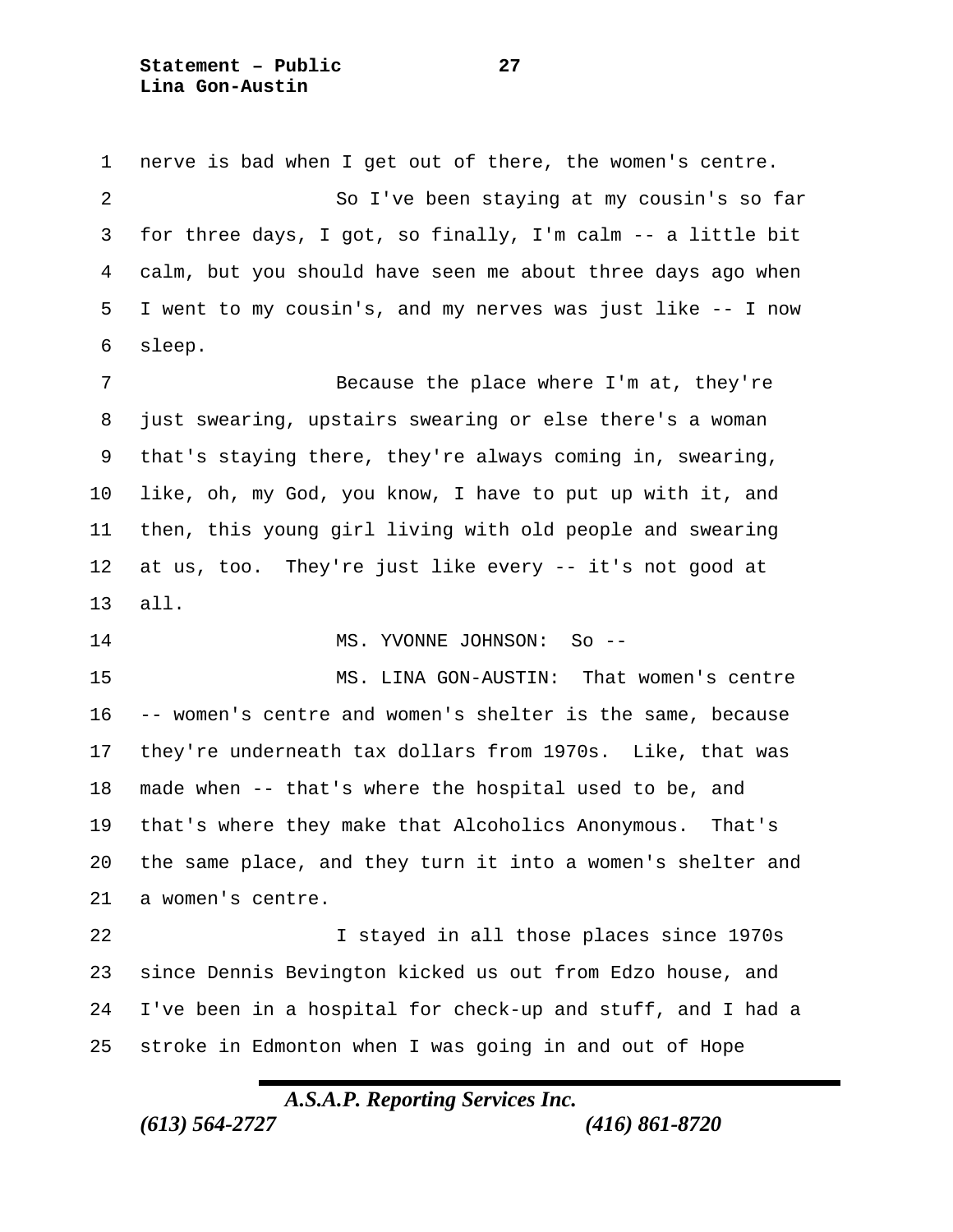nerve is bad when I get out of there, the women's centre.

So I've been staying at my cousin's so far for three days, I got, so finally, I'm calm -- a little bit calm, but you should have seen me about three days ago when I went to my cousin's, and my nerves was just like -- I now sleep.

Because the place where I'm at, they're just swearing, upstairs swearing or else there's a woman that's staying there, they're always coming in, swearing, like, oh, my God, you know, I have to put up with it, and then, this young girl living with old people and swearing at us, too. They're just like every -- it's not good at all.

MS. YVONNE JOHNSON: So --

MS. LINA GON-AUSTIN: That women's centre -- women's centre and women's shelter is the same, because they're underneath tax dollars from 1970s. Like, that was made when -- that's where the hospital used to be, and that's where they make that Alcoholics Anonymous. That's the same place, and they turn it into a women's shelter and a women's centre.

I stayed in all those places since 1970s since Dennis Bevington kicked us out from Edzo house, and I've been in a hospital for check-up and stuff, and I had a stroke in Edmonton when I was going in and out of Hope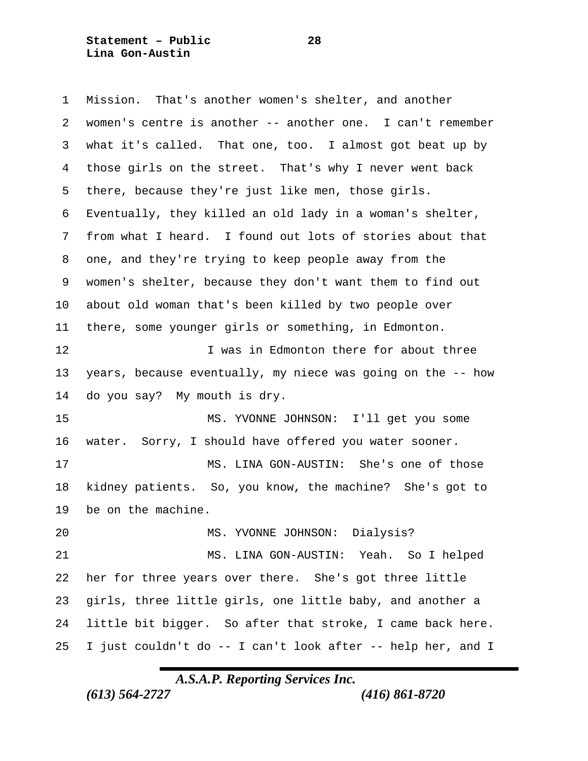Mission. That's another women's shelter, and another women's centre is another -- another one. I can't remember what it's called. That one, too. I almost got beat up by those girls on the street. That's why I never went back there, because they're just like men, those girls. Eventually, they killed an old lady in a woman's shelter, from what I heard. I found out lots of stories about that one, and they're trying to keep people away from the women's shelter, because they don't want them to find out about old woman that's been killed by two people over there, some younger girls or something, in Edmonton.

I was in Edmonton there for about three years, because eventually, my niece was going on the -- how do you say? My mouth is dry.

MS. YVONNE JOHNSON: I'll get you some water. Sorry, I should have offered you water sooner.

MS. LINA GON-AUSTIN: She's one of those kidney patients. So, you know, the machine? She's got to be on the machine.

MS. YVONNE JOHNSON: Dialysis?

MS. LINA GON-AUSTIN: Yeah. So I helped her for three years over there. She's got three little girls, three little girls, one little baby, and another a little bit bigger. So after that stroke, I came back here. I just couldn't do -- I can't look after -- help her, and I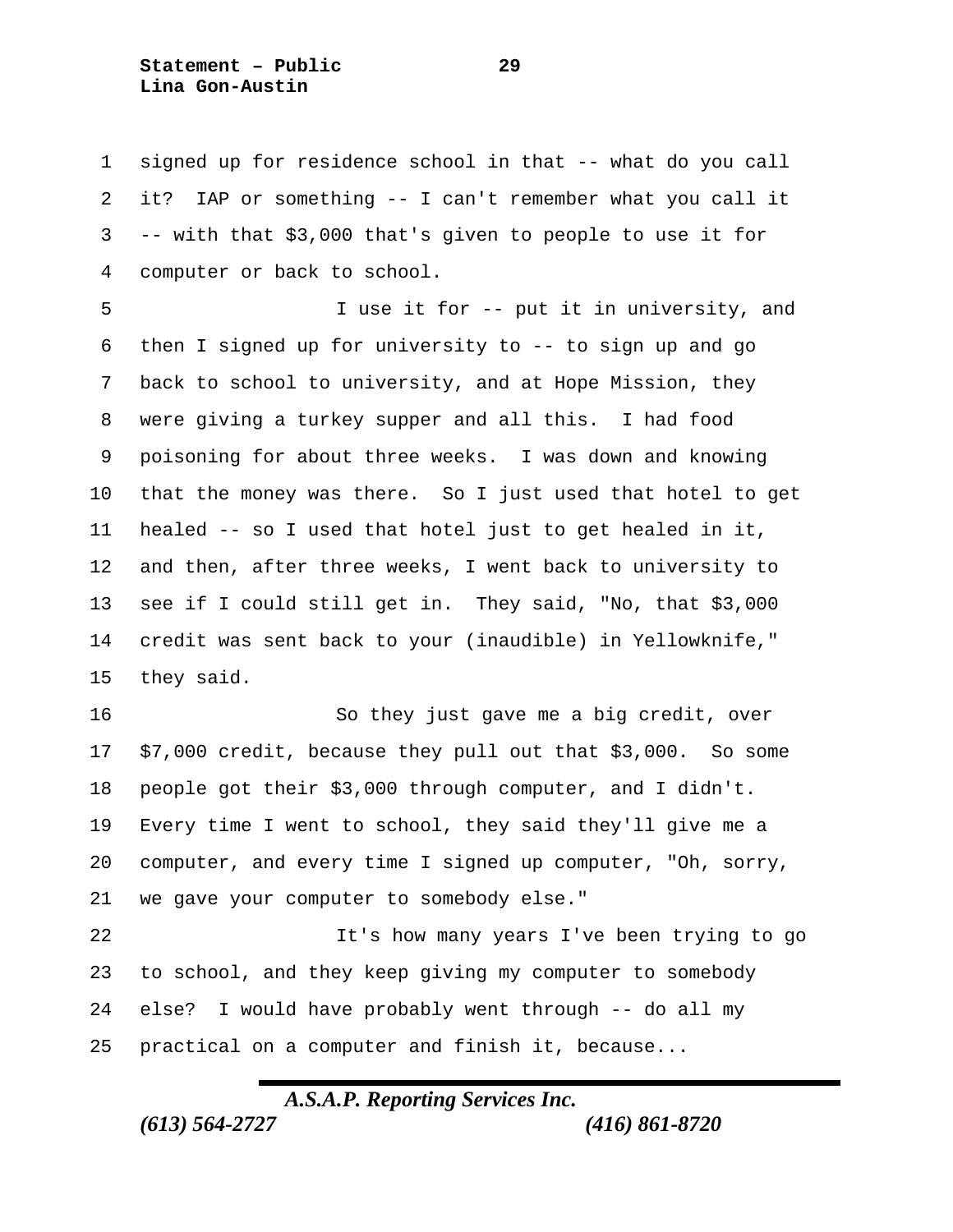signed up for residence school in that -- what do you call it? IAP or something -- I can't remember what you call it -- with that $3,000 that's given to people to use it for computer or back to school.

I use it for -- put it in university, and then I signed up for university to -- to sign up and go back to school to university, and at Hope Mission, they were giving a turkey supper and all this. I had food poisoning for about three weeks. I was down and knowing that the money was there. So I just used that hotel to get healed -- so I used that hotel just to get healed in it, and then, after three weeks, I went back to university to see if I could still get in. They said, "No, that $3,000 credit was sent back to your (inaudible) in Yellowknife," they said.

So they just gave me a big credit, over $7,000 credit, because they pull out that $3,000. So some people got their $3,000 through computer, and I didn't. Every time I went to school, they said they'll give me a computer, and every time I signed up computer, "Oh, sorry, we gave your computer to somebody else."

It's how many years I've been trying to go to school, and they keep giving my computer to somebody else? I would have probably went through -- do all my practical on a computer and finish it, because...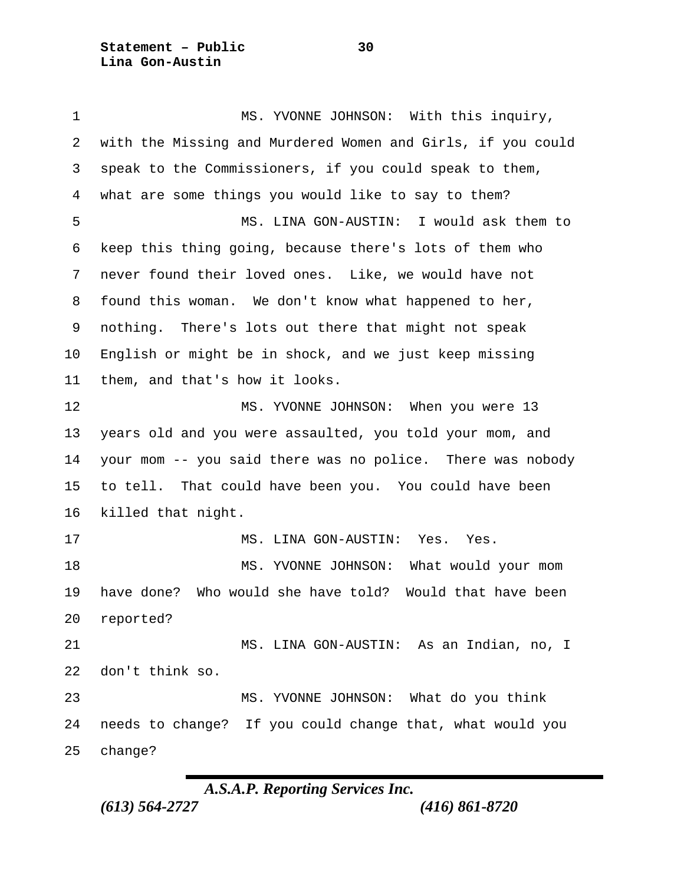MS. YVONNE JOHNSON: With this inquiry, with the Missing and Murdered Women and Girls, if you could speak to the Commissioners, if you could speak to them, what are some things you would like to say to them?

MS. LINA GON-AUSTIN: I would ask them to keep this thing going, because there's lots of them who never found their loved ones. Like, we would have not found this woman. We don't know what happened to her, nothing. There's lots out there that might not speak English or might be in shock, and we just keep missing them, and that's how it looks.

MS. YVONNE JOHNSON: When you were 13 years old and you were assaulted, you told your mom, and your mom -- you said there was no police. There was nobody to tell. That could have been you. You could have been killed that night.

MS. LINA GON-AUSTIN: Yes. Yes.

MS. YVONNE JOHNSON: What would your mom have done? Who would she have told? Would that have been reported?

MS. LINA GON-AUSTIN: As an Indian, no, I don't think so.

MS. YVONNE JOHNSON: What do you think needs to change? If you could change that, what would you change?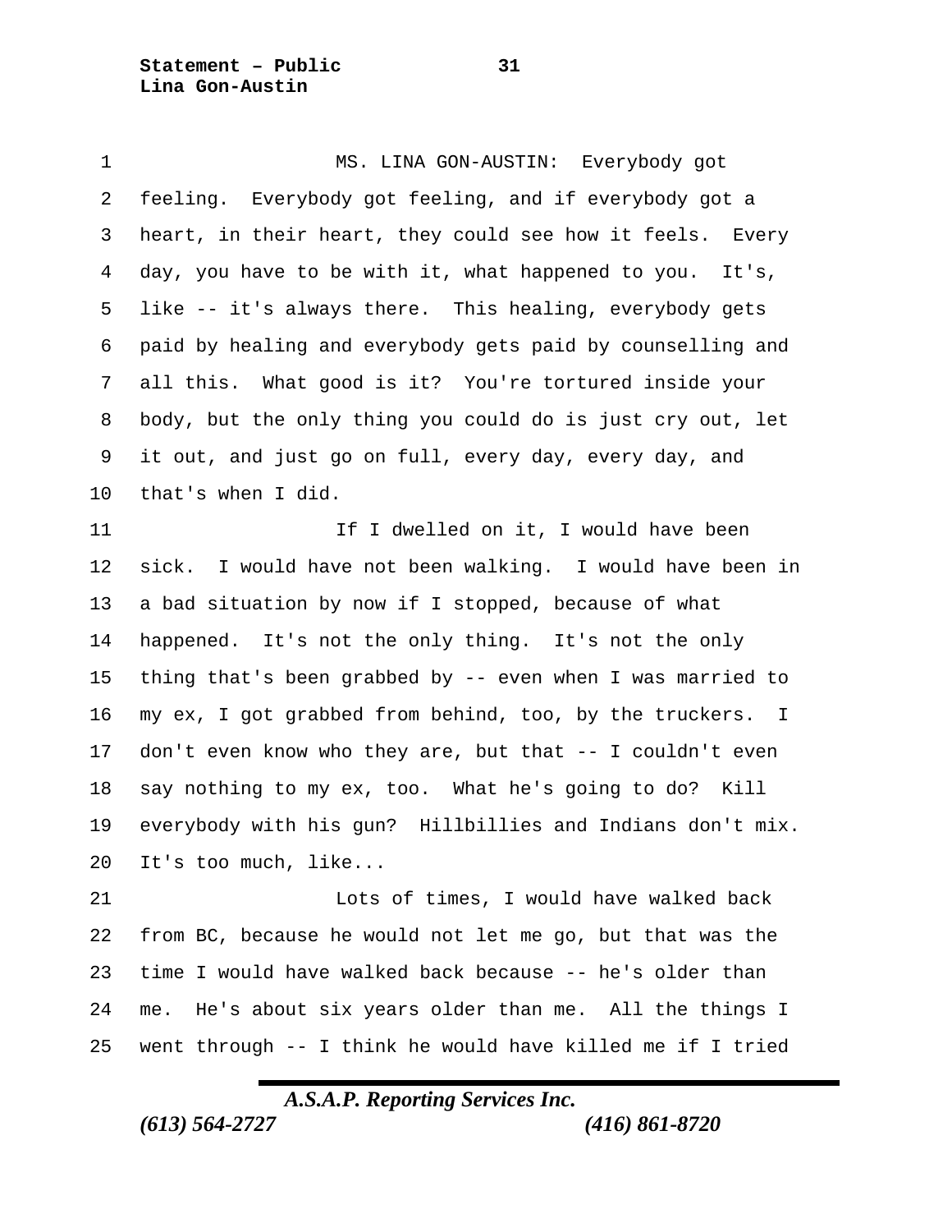MS. LINA GON-AUSTIN: Everybody got feeling. Everybody got feeling, and if everybody got a heart, in their heart, they could see how it feels. Every day, you have to be with it, what happened to you. It's, like -- it's always there. This healing, everybody gets paid by healing and everybody gets paid by counselling and all this. What good is it? You're tortured inside your body, but the only thing you could do is just cry out, let it out, and just go on full, every day, every day, and that's when I did.

If I dwelled on it, I would have been sick. I would have not been walking. I would have been in a bad situation by now if I stopped, because of what happened. It's not the only thing. It's not the only thing that's been grabbed by -- even when I was married to my ex, I got grabbed from behind, too, by the truckers. I don't even know who they are, but that -- I couldn't even say nothing to my ex, too. What he's going to do? Kill everybody with his gun? Hillbillies and Indians don't mix. It's too much, like...

Lots of times, I would have walked back from BC, because he would not let me go, but that was the time I would have walked back because -- he's older than me. He's about six years older than me. All the things I went through -- I think he would have killed me if I tried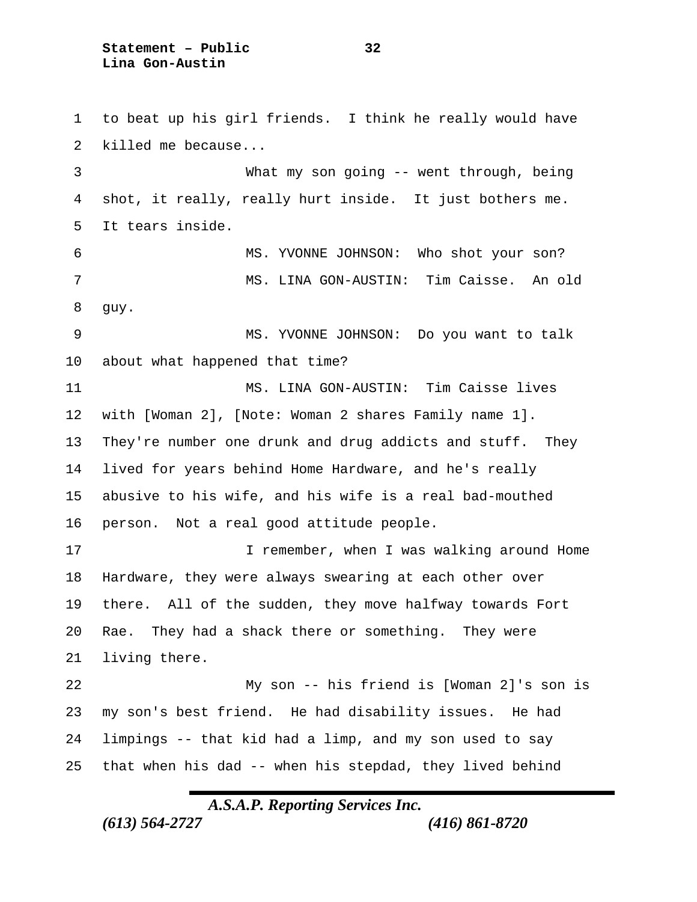to beat up his girl friends. I think he really would have killed me because...

What my son going -- went through, being shot, it really, really hurt inside. It just bothers me. It tears inside.

MS. YVONNE JOHNSON: Who shot your son?

MS. LINA GON-AUSTIN: Tim Caisse. An old guy.

MS. YVONNE JOHNSON: Do you want to talk about what happened that time?

MS. LINA GON-AUSTIN: Tim Caisse lives with [Woman 2], [Note: Woman 2 shares Family name 1]. They're number one drunk and drug addicts and stuff. They lived for years behind Home Hardware, and he's really abusive to his wife, and his wife is a real bad-mouthed person. Not a real good attitude people.

I remember, when I was walking around Home Hardware, they were always swearing at each other over there. All of the sudden, they move halfway towards Fort Rae. They had a shack there or something. They were living there.

My son -- his friend is [Woman 2]'s son is my son's best friend. He had disability issues. He had limpings -- that kid had a limp, and my son used to say that when his dad -- when his stepdad, they lived behind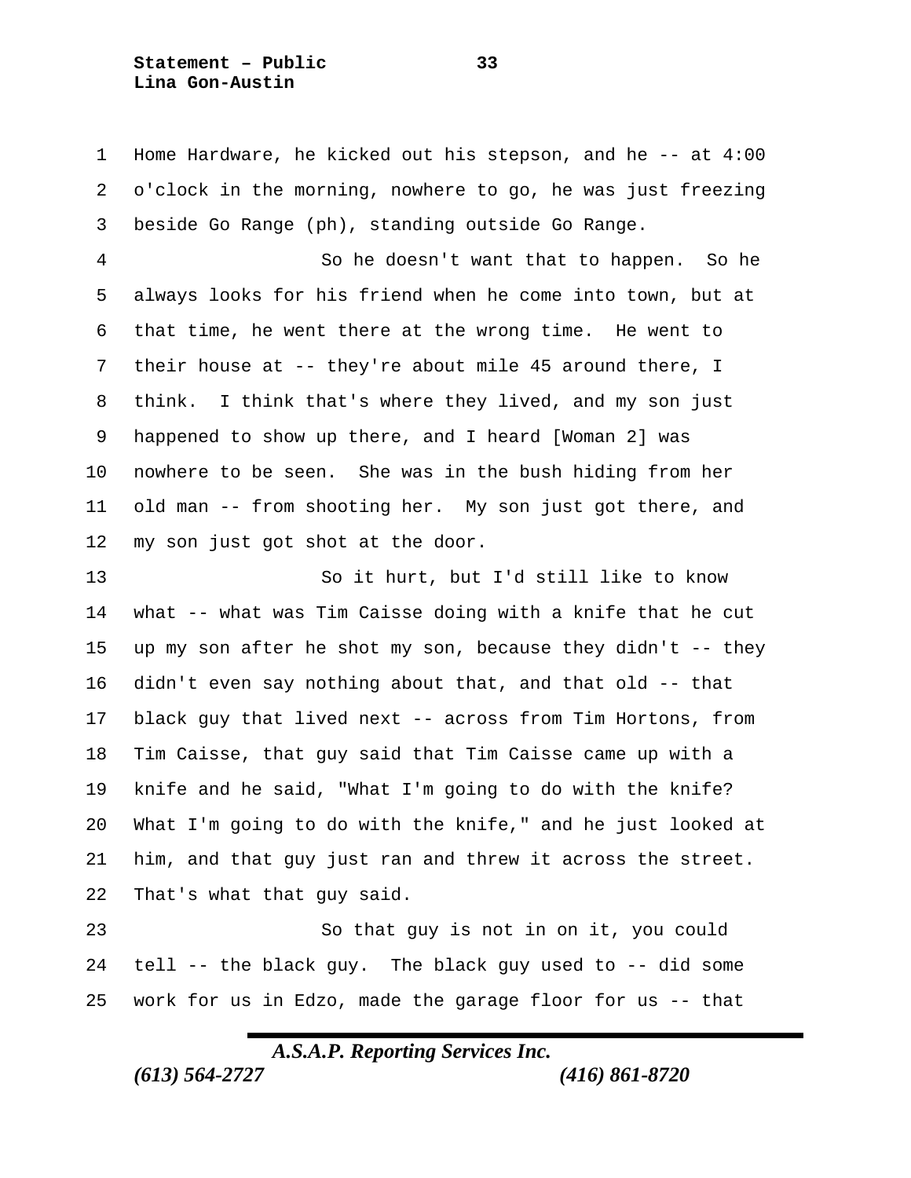Home Hardware, he kicked out his stepson, and he -- at 4:00 o'clock in the morning, nowhere to go, he was just freezing beside Go Range (ph), standing outside Go Range.

So he doesn't want that to happen. So he always looks for his friend when he come into town, but at that time, he went there at the wrong time. He went to their house at -- they're about mile 45 around there, I think. I think that's where they lived, and my son just happened to show up there, and I heard [Woman 2] was nowhere to be seen. She was in the bush hiding from her old man -- from shooting her. My son just got there, and my son just got shot at the door.

So it hurt, but I'd still like to know what -- what was Tim Caisse doing with a knife that he cut up my son after he shot my son, because they didn't -- they didn't even say nothing about that, and that old -- that black guy that lived next -- across from Tim Hortons, from Tim Caisse, that guy said that Tim Caisse came up with a knife and he said, "What I'm going to do with the knife? What I'm going to do with the knife," and he just looked at him, and that guy just ran and threw it across the street. That's what that guy said.

So that guy is not in on it, you could tell -- the black guy. The black guy used to -- did some work for us in Edzo, made the garage floor for us -- that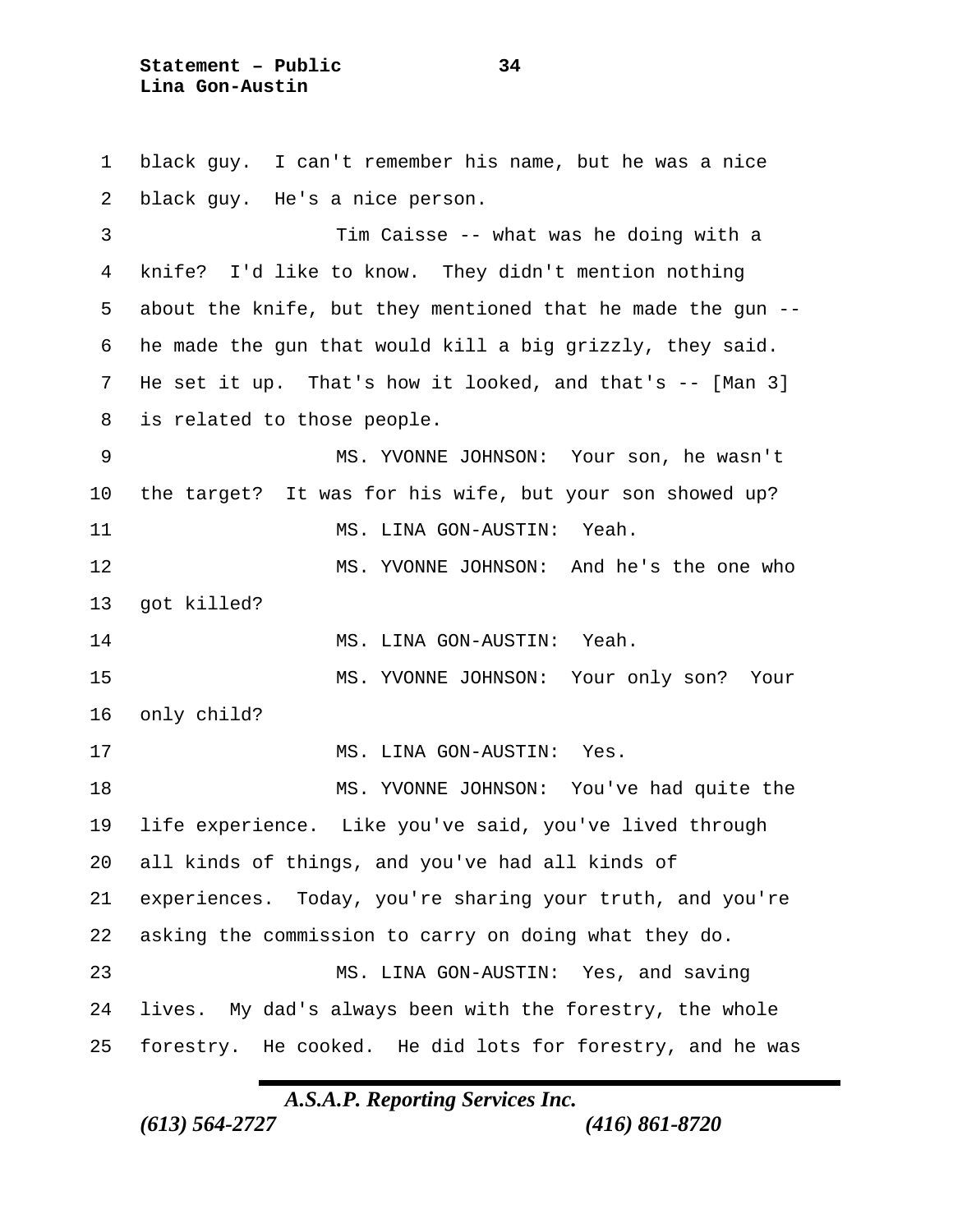black guy. I can't remember his name, but he was a nice black guy. He's a nice person.

Tim Caisse -- what was he doing with a knife? I'd like to know. They didn't mention nothing about the knife, but they mentioned that he made the gun -- he made the gun that would kill a big grizzly, they said. He set it up. That's how it looked, and that's -- [Man 3] is related to those people.

MS. YVONNE JOHNSON: Your son, he wasn't the target? It was for his wife, but your son showed up?

MS. LINA GON-AUSTIN: Yeah.

MS. YVONNE JOHNSON: And he's the one who got killed?

MS. LINA GON-AUSTIN: Yeah.

MS. YVONNE JOHNSON: Your only son? Your only child?

MS. LINA GON-AUSTIN: Yes.

MS. YVONNE JOHNSON: You've had quite the life experience. Like you've said, you've lived through all kinds of things, and you've had all kinds of experiences. Today, you're sharing your truth, and you're asking the commission to carry on doing what they do.

MS. LINA GON-AUSTIN: Yes, and saving lives. My dad's always been with the forestry, the whole forestry. He cooked. He did lots for forestry, and he was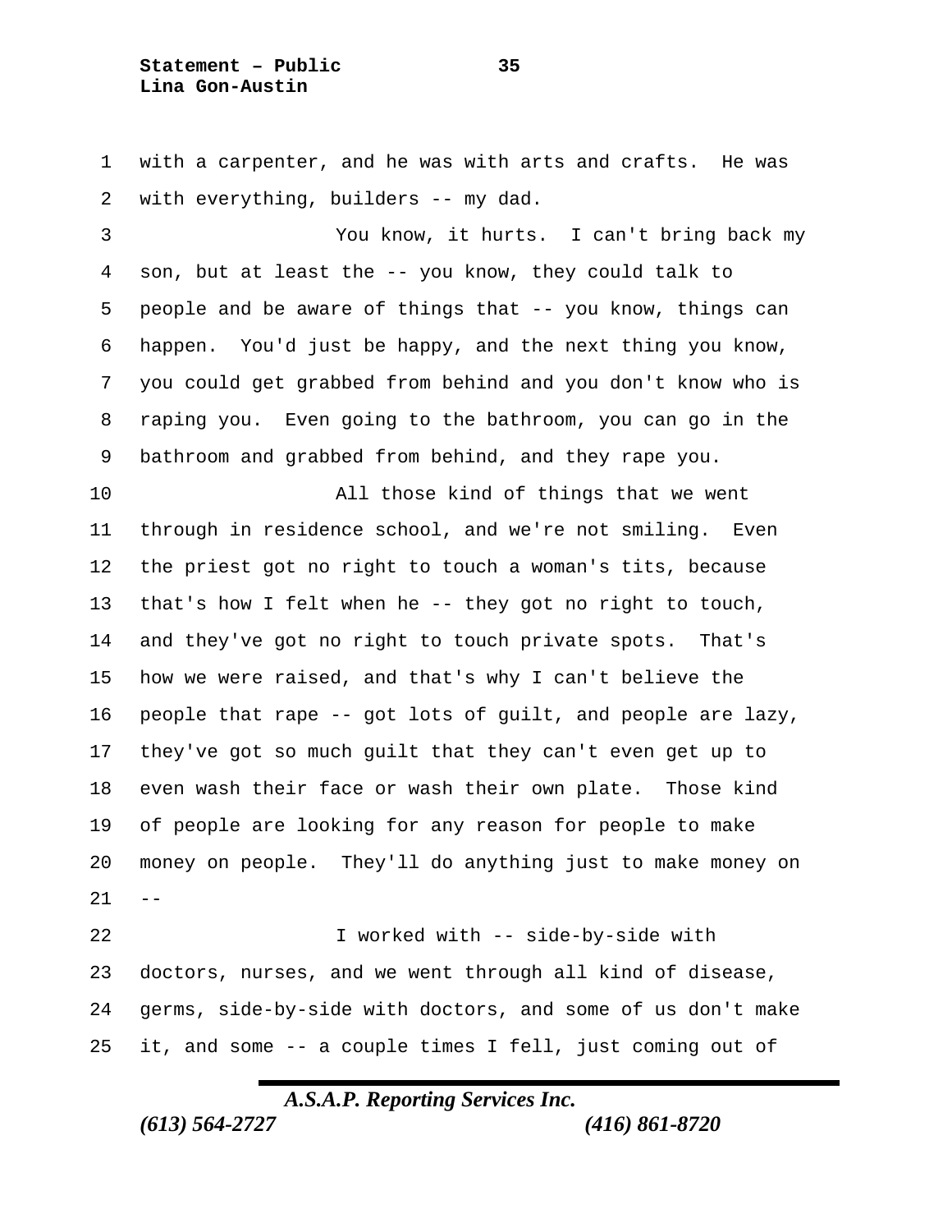with a carpenter, and he was with arts and crafts. He was with everything, builders -- my dad.

You know, it hurts. I can't bring back my son, but at least the -- you know, they could talk to people and be aware of things that -- you know, things can happen. You'd just be happy, and the next thing you know, you could get grabbed from behind and you don't know who is raping you. Even going to the bathroom, you can go in the bathroom and grabbed from behind, and they rape you.

All those kind of things that we went through in residence school, and we're not smiling. Even the priest got no right to touch a woman's tits, because that's how I felt when he -- they got no right to touch, and they've got no right to touch private spots. That's how we were raised, and that's why I can't believe the people that rape -- got lots of guilt, and people are lazy, they've got so much guilt that they can't even get up to even wash their face or wash their own plate. Those kind of people are looking for any reason for people to make money on people. They'll do anything just to make money on --

I worked with -- side-by-side with doctors, nurses, and we went through all kind of disease, germs, side-by-side with doctors, and some of us don't make it, and some -- a couple times I fell, just coming out of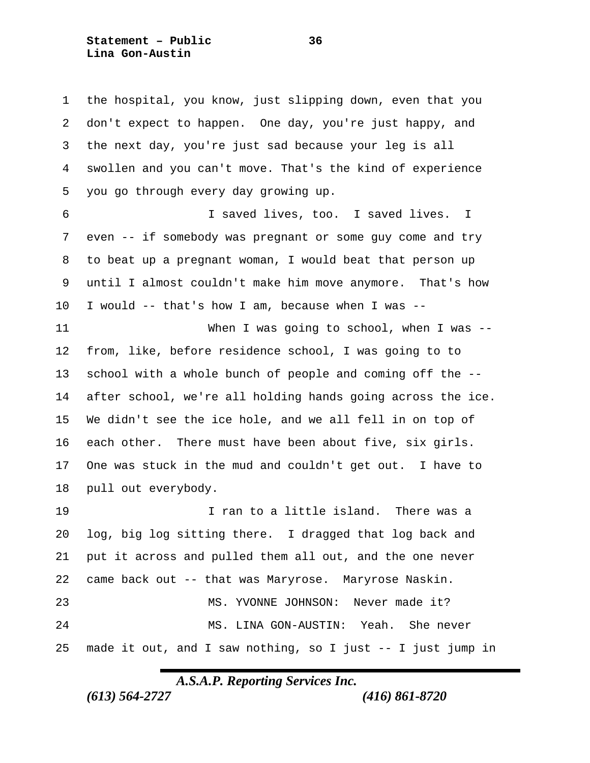the hospital, you know, just slipping down, even that you don't expect to happen. One day, you're just happy, and the next day, you're just sad because your leg is all swollen and you can't move. That's the kind of experience you go through every day growing up.

I saved lives, too. I saved lives. I even -- if somebody was pregnant or some guy come and try to beat up a pregnant woman, I would beat that person up until I almost couldn't make him move anymore. That's how I would -- that's how I am, because when I was --

When I was going to school, when I was -- from, like, before residence school, I was going to to school with a whole bunch of people and coming off the -- after school, we're all holding hands going across the ice. We didn't see the ice hole, and we all fell in on top of each other. There must have been about five, six girls. One was stuck in the mud and couldn't get out. I have to pull out everybody.

I ran to a little island. There was a log, big log sitting there. I dragged that log back and put it across and pulled them all out, and the one never came back out -- that was Maryrose. Maryrose Naskin.

MS. YVONNE JOHNSON: Never made it?

MS. LINA GON-AUSTIN: Yeah. She never made it out, and I saw nothing, so I just -- I just jump in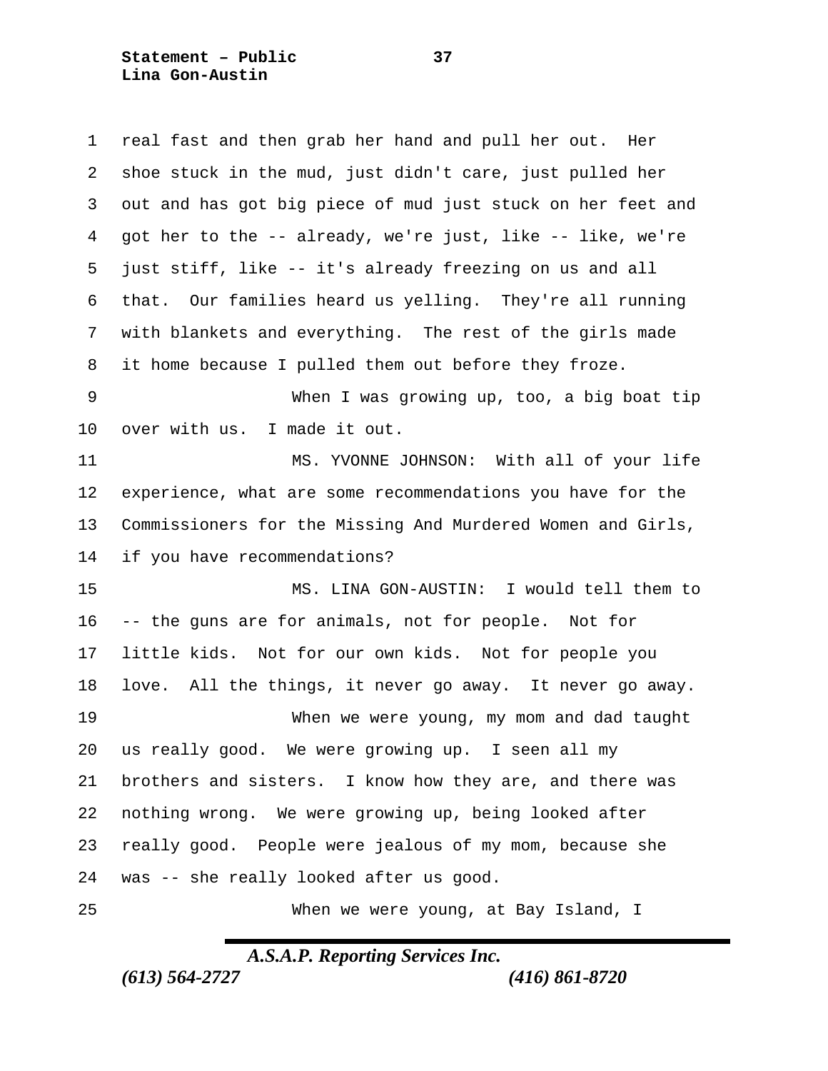real fast and then grab her hand and pull her out. Her shoe stuck in the mud, just didn't care, just pulled her out and has got big piece of mud just stuck on her feet and got her to the -- already, we're just, like -- like, we're just stiff, like -- it's already freezing on us and all that. Our families heard us yelling. They're all running with blankets and everything. The rest of the girls made it home because I pulled them out before they froze.

When I was growing up, too, a big boat tip over with us. I made it out.

MS. YVONNE JOHNSON: With all of your life experience, what are some recommendations you have for the Commissioners for the Missing And Murdered Women and Girls, if you have recommendations?

MS. LINA GON-AUSTIN: I would tell them to -- the guns are for animals, not for people. Not for little kids. Not for our own kids. Not for people you love. All the things, it never go away. It never go away.

When we were young, my mom and dad taught us really good. We were growing up. I seen all my brothers and sisters. I know how they are, and there was nothing wrong. We were growing up, being looked after really good. People were jealous of my mom, because she was -- she really looked after us good.

When we were young, at Bay Island, I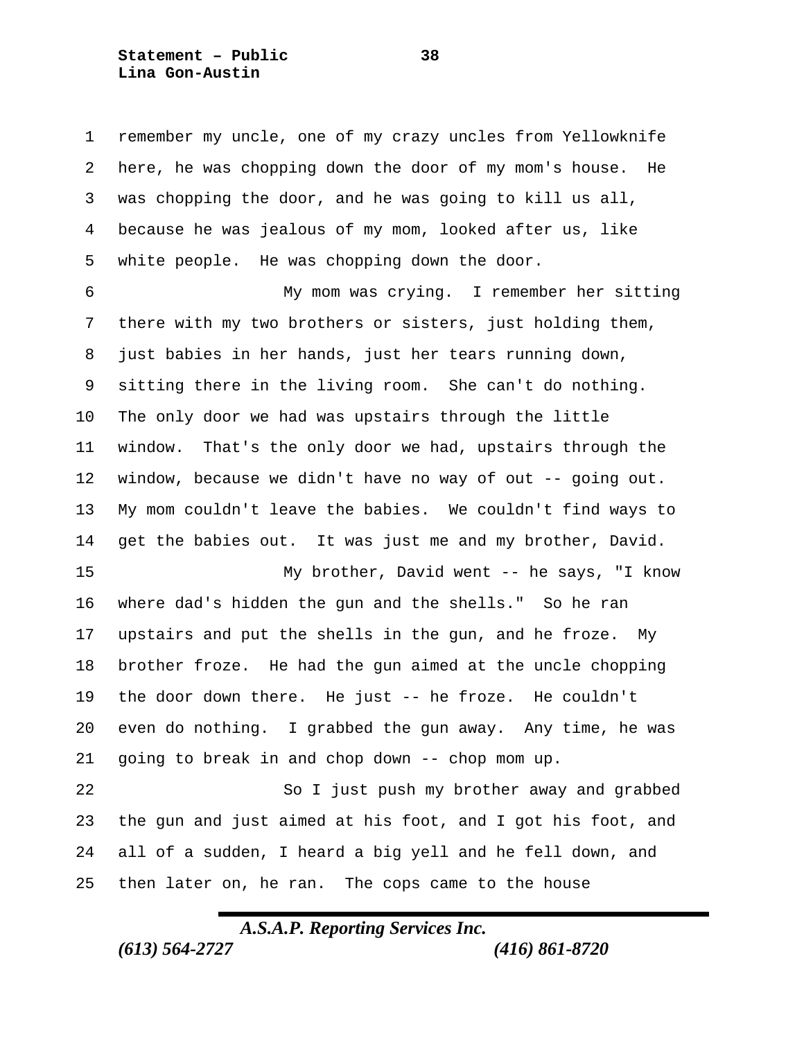remember my uncle, one of my crazy uncles from Yellowknife here, he was chopping down the door of my mom's house. He was chopping the door, and he was going to kill us all, because he was jealous of my mom, looked after us, like white people. He was chopping down the door.

My mom was crying. I remember her sitting there with my two brothers or sisters, just holding them, just babies in her hands, just her tears running down, sitting there in the living room. She can't do nothing. The only door we had was upstairs through the little window. That's the only door we had, upstairs through the window, because we didn't have no way of out -- going out. My mom couldn't leave the babies. We couldn't find ways to get the babies out. It was just me and my brother, David.

My brother, David went -- he says, "I know where dad's hidden the gun and the shells." So he ran upstairs and put the shells in the gun, and he froze. My brother froze. He had the gun aimed at the uncle chopping the door down there. He just -- he froze. He couldn't even do nothing. I grabbed the gun away. Any time, he was going to break in and chop down -- chop mom up.

So I just push my brother away and grabbed the gun and just aimed at his foot, and I got his foot, and all of a sudden, I heard a big yell and he fell down, and then later on, he ran. The cops came to the house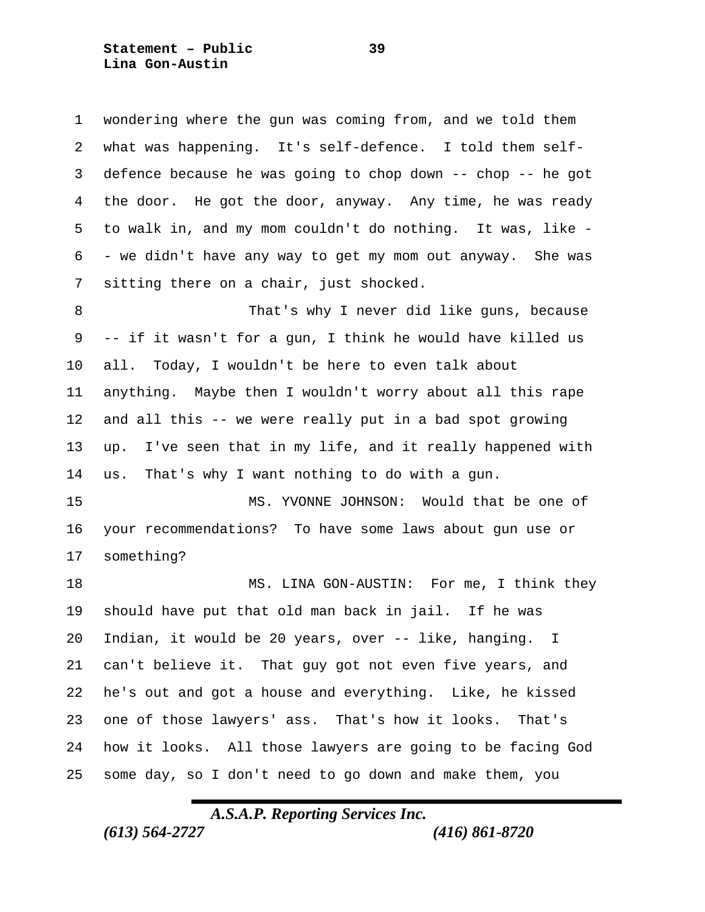wondering where the gun was coming from, and we told them what was happening. It's self-defence. I told them self-defence because he was going to chop down -- chop -- he got the door. He got the door, anyway. Any time, he was ready to walk in, and my mom couldn't do nothing. It was, like -- we didn't have any way to get my mom out anyway. She was sitting there on a chair, just shocked.

That's why I never did like guns, because -- if it wasn't for a gun, I think he would have killed us all. Today, I wouldn't be here to even talk about anything. Maybe then I wouldn't worry about all this rape and all this -- we were really put in a bad spot growing up. I've seen that in my life, and it really happened with us. That's why I want nothing to do with a gun.

MS. YVONNE JOHNSON: Would that be one of your recommendations? To have some laws about gun use or something?

MS. LINA GON-AUSTIN: For me, I think they should have put that old man back in jail. If he was Indian, it would be 20 years, over -- like, hanging. I can't believe it. That guy got not even five years, and he's out and got a house and everything. Like, he kissed one of those lawyers' ass. That's how it looks. That's how it looks. All those lawyers are going to be facing God some day, so I don't need to go down and make them, you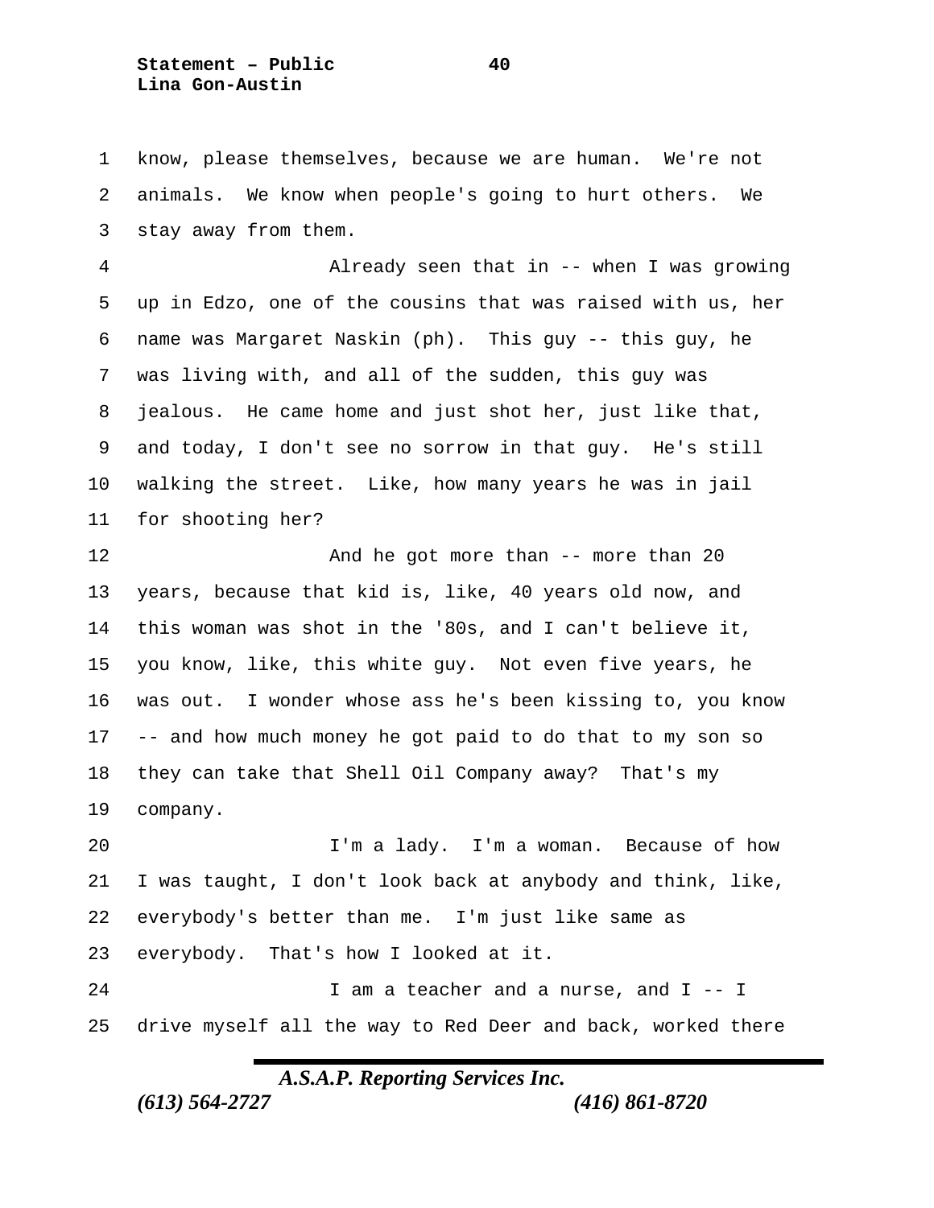know, please themselves, because we are human. We're not animals. We know when people's going to hurt others. We stay away from them.

Already seen that in -- when I was growing up in Edzo, one of the cousins that was raised with us, her name was Margaret Naskin (ph). This guy -- this guy, he was living with, and all of the sudden, this guy was jealous. He came home and just shot her, just like that, and today, I don't see no sorrow in that guy. He's still walking the street. Like, how many years he was in jail for shooting her?

And he got more than -- more than 20 years, because that kid is, like, 40 years old now, and this woman was shot in the '80s, and I can't believe it, you know, like, this white guy. Not even five years, he was out. I wonder whose ass he's been kissing to, you know -- and how much money he got paid to do that to my son so they can take that Shell Oil Company away? That's my company.

I'm a lady. I'm a woman. Because of how I was taught, I don't look back at anybody and think, like, everybody's better than me. I'm just like same as everybody. That's how I looked at it.

I am a teacher and a nurse, and I -- I drive myself all the way to Red Deer and back, worked there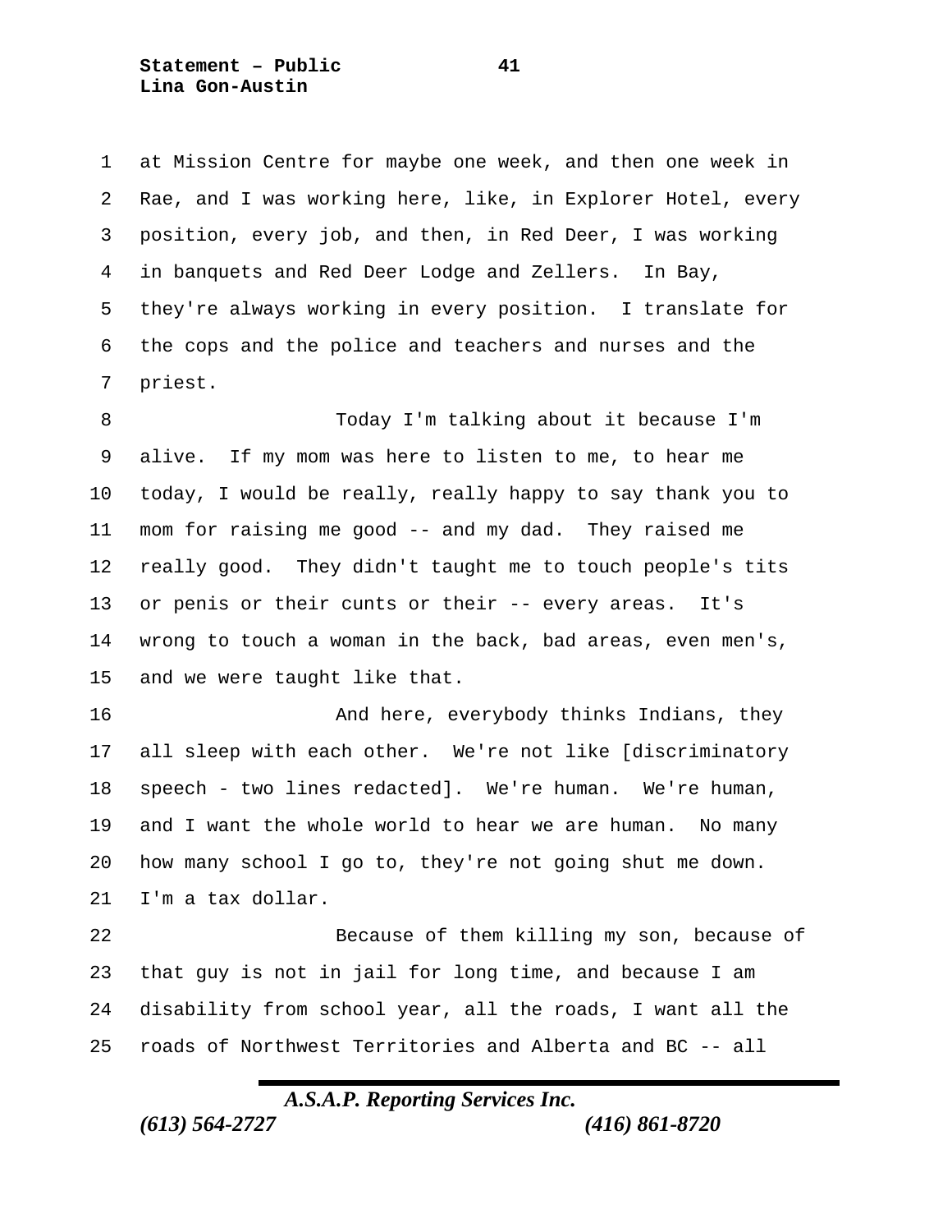at Mission Centre for maybe one week, and then one week in Rae, and I was working here, like, in Explorer Hotel, every position, every job, and then, in Red Deer, I was working in banquets and Red Deer Lodge and Zellers. In Bay, they're always working in every position. I translate for the cops and the police and teachers and nurses and the priest.

Today I'm talking about it because I'm alive. If my mom was here to listen to me, to hear me today, I would be really, really happy to say thank you to mom for raising me good -- and my dad. They raised me really good. They didn't taught me to touch people's tits or penis or their cunts or their -- every areas. It's wrong to touch a woman in the back, bad areas, even men's, and we were taught like that.

And here, everybody thinks Indians, they all sleep with each other. We're not like [discriminatory speech - two lines redacted]. We're human. We're human, and I want the whole world to hear we are human. No many how many school I go to, they're not going shut me down. I'm a tax dollar.

Because of them killing my son, because of that guy is not in jail for long time, and because I am disability from school year, all the roads, I want all the roads of Northwest Territories and Alberta and BC -- all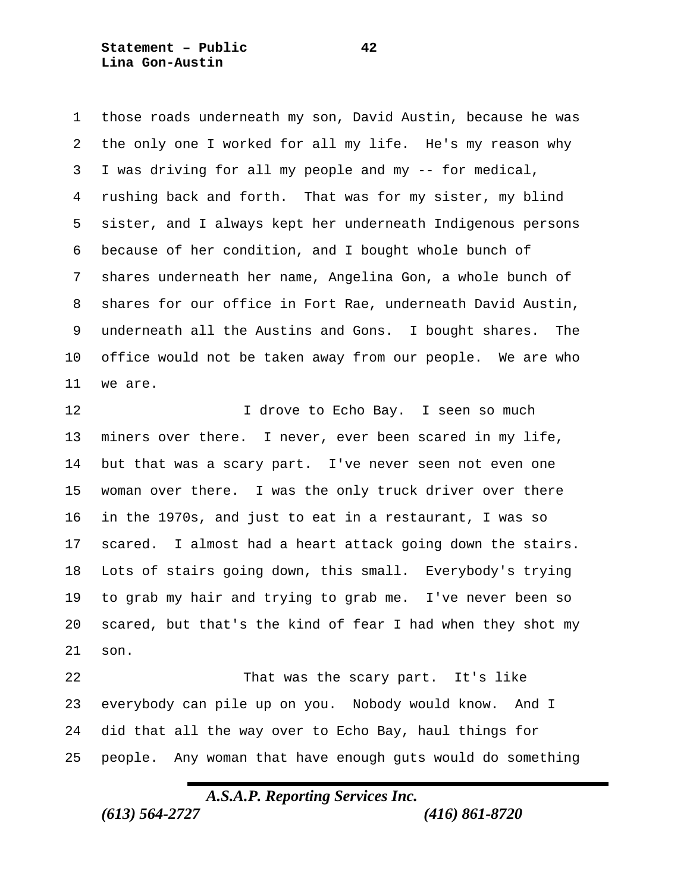those roads underneath my son, David Austin, because he was the only one I worked for all my life. He's my reason why I was driving for all my people and my -- for medical, rushing back and forth. That was for my sister, my blind sister, and I always kept her underneath Indigenous persons because of her condition, and I bought whole bunch of shares underneath her name, Angelina Gon, a whole bunch of shares for our office in Fort Rae, underneath David Austin, underneath all the Austins and Gons. I bought shares. The office would not be taken away from our people. We are who we are.

I drove to Echo Bay. I seen so much miners over there. I never, ever been scared in my life, but that was a scary part. I've never seen not even one woman over there. I was the only truck driver over there in the 1970s, and just to eat in a restaurant, I was so scared. I almost had a heart attack going down the stairs. Lots of stairs going down, this small. Everybody's trying to grab my hair and trying to grab me. I've never been so scared, but that's the kind of fear I had when they shot my son.

That was the scary part. It's like everybody can pile up on you. Nobody would know. And I did that all the way over to Echo Bay, haul things for people. Any woman that have enough guts would do something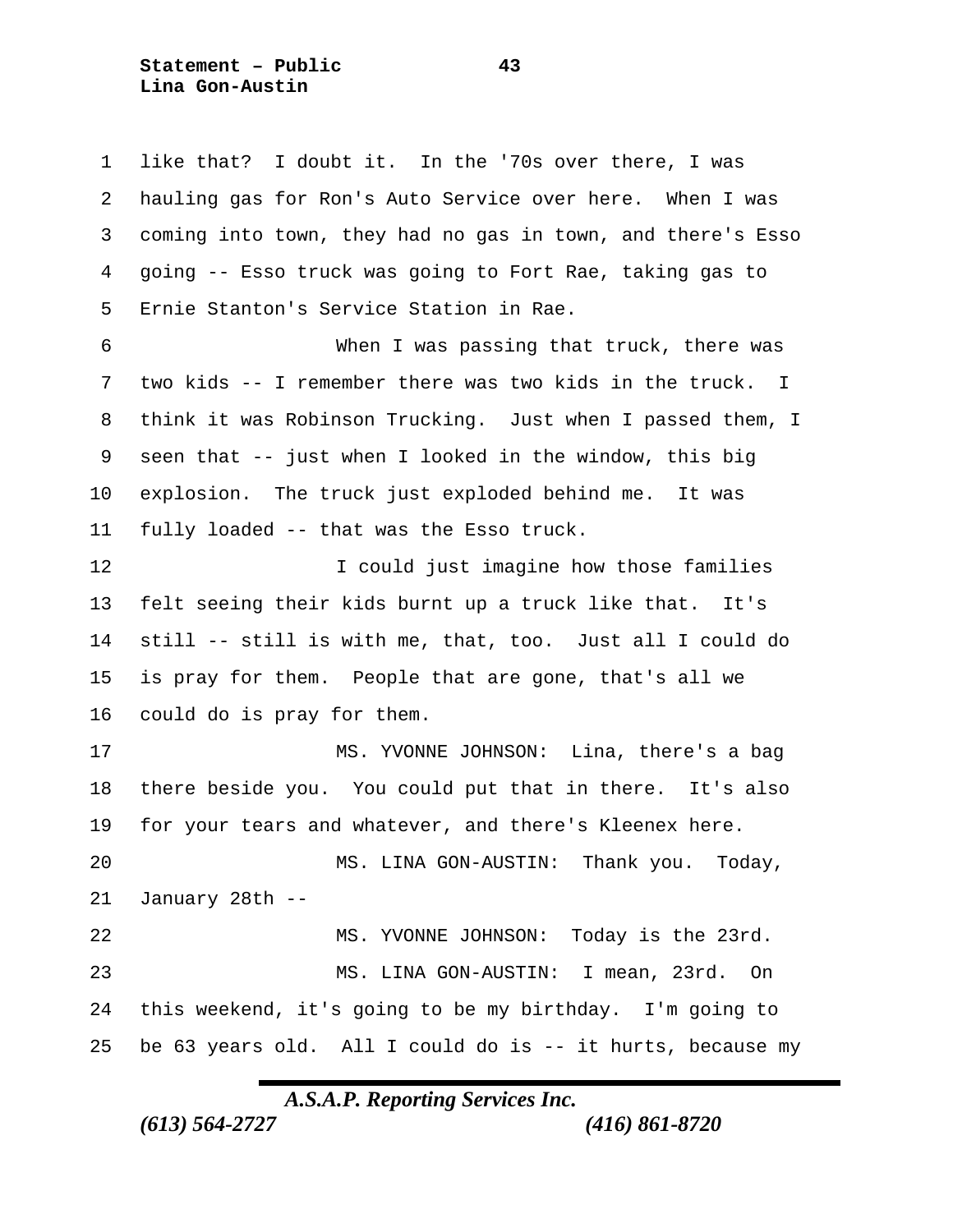like that? I doubt it. In the '70s over there, I was hauling gas for Ron's Auto Service over here. When I was coming into town, they had no gas in town, and there's Esso going -- Esso truck was going to Fort Rae, taking gas to Ernie Stanton's Service Station in Rae.

When I was passing that truck, there was two kids -- I remember there was two kids in the truck. I think it was Robinson Trucking. Just when I passed them, I seen that -- just when I looked in the window, this big explosion. The truck just exploded behind me. It was fully loaded -- that was the Esso truck.

I could just imagine how those families felt seeing their kids burnt up a truck like that. It's still -- still is with me, that, too. Just all I could do is pray for them. People that are gone, that's all we could do is pray for them.

MS. YVONNE JOHNSON: Lina, there's a bag there beside you. You could put that in there. It's also for your tears and whatever, and there's Kleenex here.

MS. LINA GON-AUSTIN: Thank you. Today, January 28th --

MS. YVONNE JOHNSON: Today is the 23rd.

MS. LINA GON-AUSTIN: I mean, 23rd. On this weekend, it's going to be my birthday. I'm going to be 63 years old. All I could do is -- it hurts, because my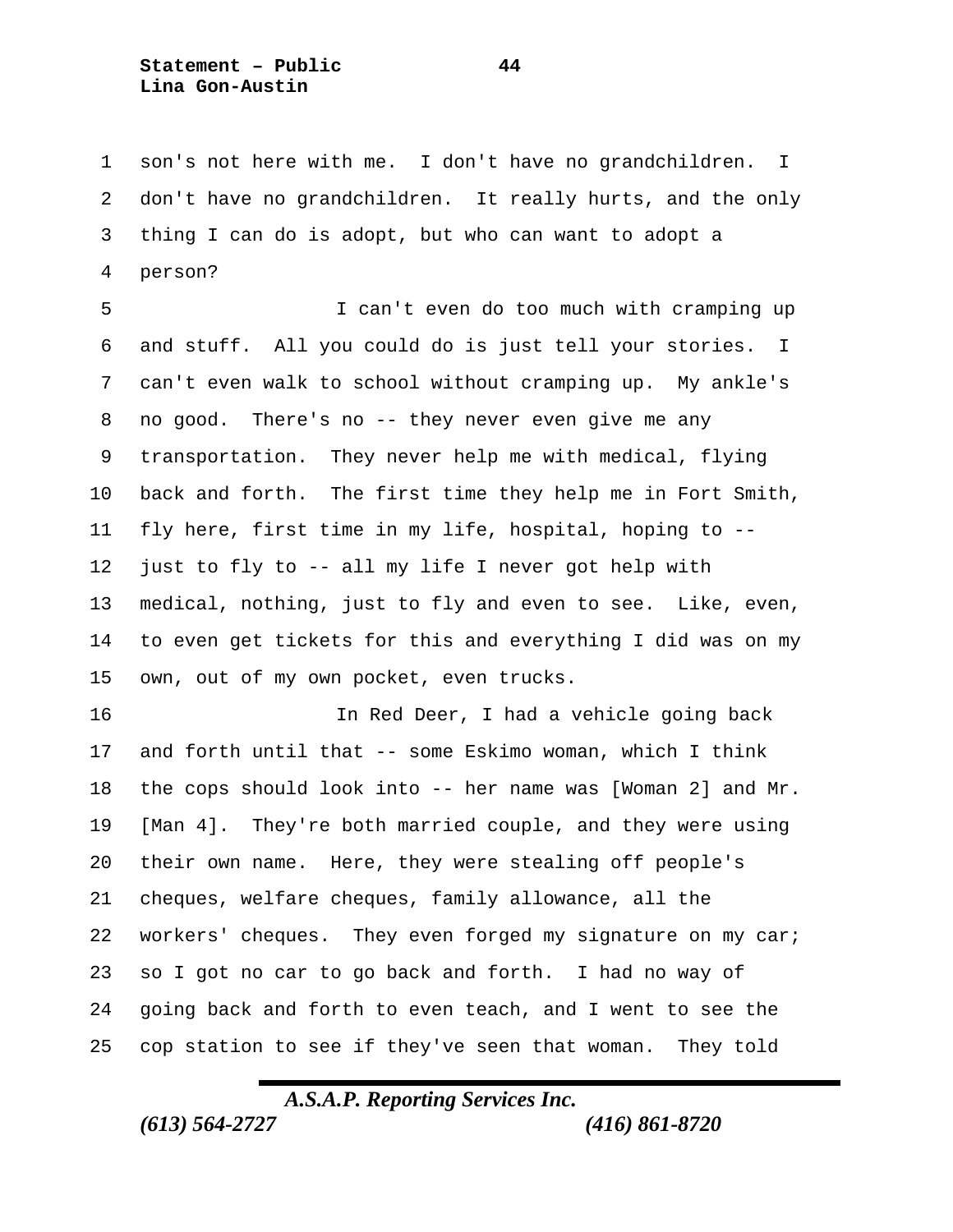son's not here with me. I don't have no grandchildren. I don't have no grandchildren. It really hurts, and the only thing I can do is adopt, but who can want to adopt a person?

I can't even do too much with cramping up and stuff. All you could do is just tell your stories. I can't even walk to school without cramping up. My ankle's no good. There's no -- they never even give me any transportation. They never help me with medical, flying back and forth. The first time they help me in Fort Smith, fly here, first time in my life, hospital, hoping to -- just to fly to -- all my life I never got help with medical, nothing, just to fly and even to see. Like, even, to even get tickets for this and everything I did was on my own, out of my own pocket, even trucks.

In Red Deer, I had a vehicle going back and forth until that -- some Eskimo woman, which I think the cops should look into -- her name was [Woman 2] and Mr. [Man 4]. They're both married couple, and they were using their own name. Here, they were stealing off people's cheques, welfare cheques, family allowance, all the workers' cheques. They even forged my signature on my car; so I got no car to go back and forth. I had no way of going back and forth to even teach, and I went to see the cop station to see if they've seen that woman. They told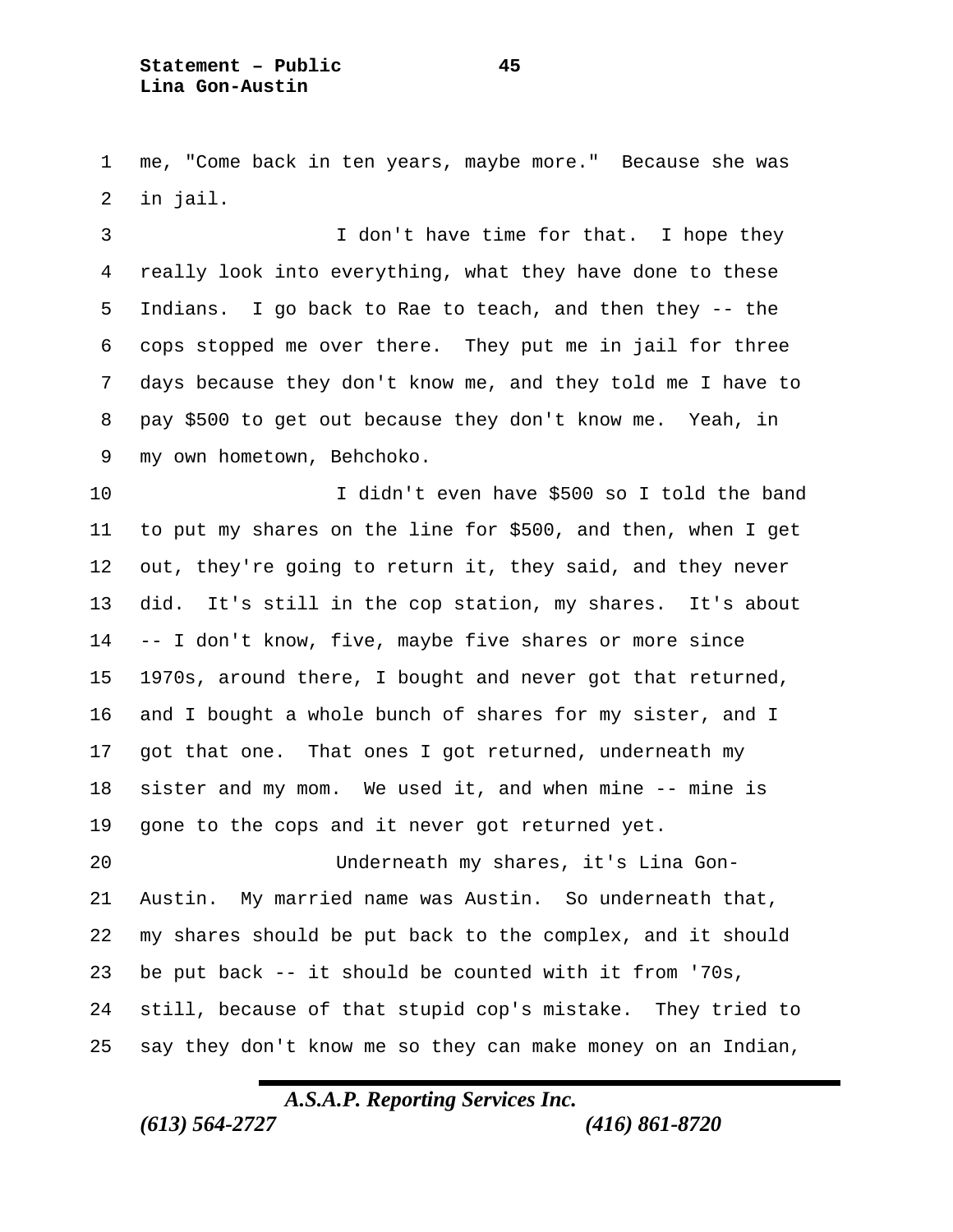me, "Come back in ten years, maybe more." Because she was in jail.

I don't have time for that. I hope they really look into everything, what they have done to these Indians. I go back to Rae to teach, and then they -- the cops stopped me over there. They put me in jail for three days because they don't know me, and they told me I have to pay $500 to get out because they don't know me. Yeah, in my own hometown, Behchoko.

I didn't even have $500 so I told the band to put my shares on the line for $500, and then, when I get out, they're going to return it, they said, and they never did. It's still in the cop station, my shares. It's about -- I don't know, five, maybe five shares or more since 1970s, around there, I bought and never got that returned, and I bought a whole bunch of shares for my sister, and I got that one. That ones I got returned, underneath my sister and my mom. We used it, and when mine -- mine is gone to the cops and it never got returned yet.

Underneath my shares, it's Lina Gon-Austin. My married name was Austin. So underneath that, my shares should be put back to the complex, and it should be put back -- it should be counted with it from '70s, still, because of that stupid cop's mistake. They tried to say they don't know me so they can make money on an Indian,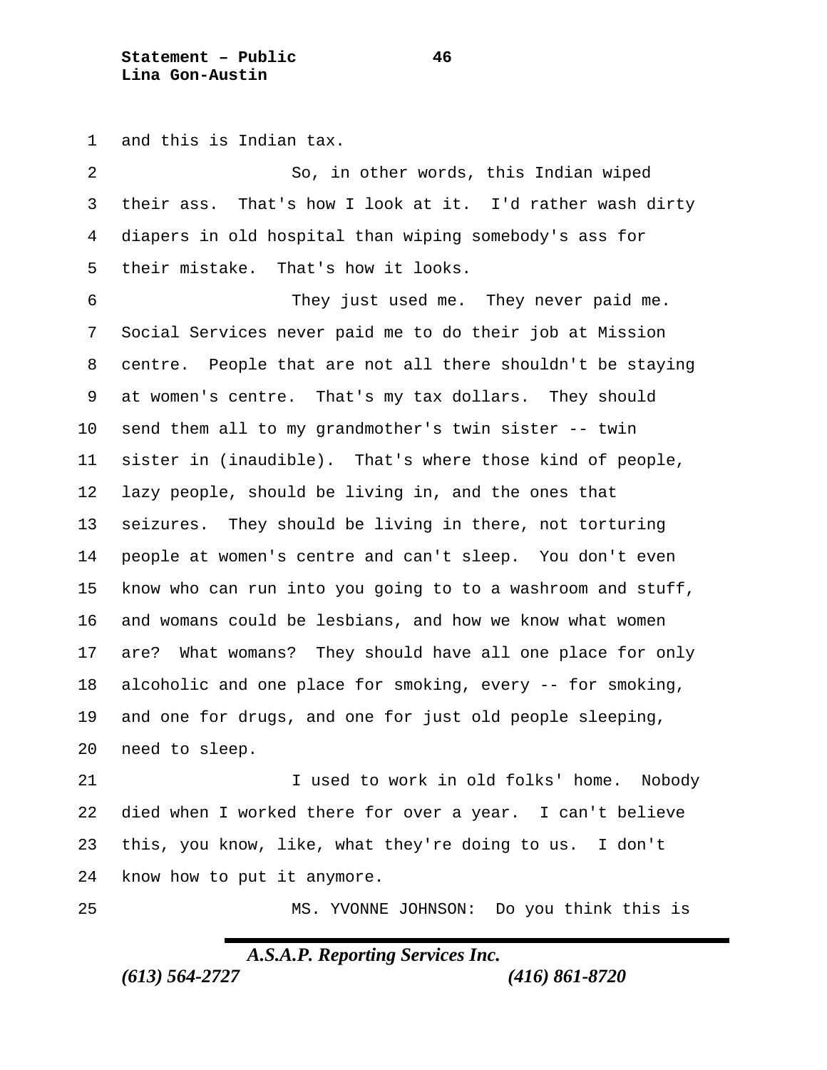and this is Indian tax.

So, in other words, this Indian wiped their ass. That's how I look at it. I'd rather wash dirty diapers in old hospital than wiping somebody's ass for their mistake. That's how it looks.

They just used me. They never paid me. Social Services never paid me to do their job at Mission centre. People that are not all there shouldn't be staying at women's centre. That's my tax dollars. They should send them all to my grandmother's twin sister -- twin sister in (inaudible). That's where those kind of people, lazy people, should be living in, and the ones that seizures. They should be living in there, not torturing people at women's centre and can't sleep. You don't even know who can run into you going to to a washroom and stuff, and womans could be lesbians, and how we know what women are? What womans? They should have all one place for only alcoholic and one place for smoking, every -- for smoking, and one for drugs, and one for just old people sleeping, need to sleep.

I used to work in old folks' home. Nobody died when I worked there for over a year. I can't believe this, you know, like, what they're doing to us. I don't know how to put it anymore.

MS. YVONNE JOHNSON: Do you think this is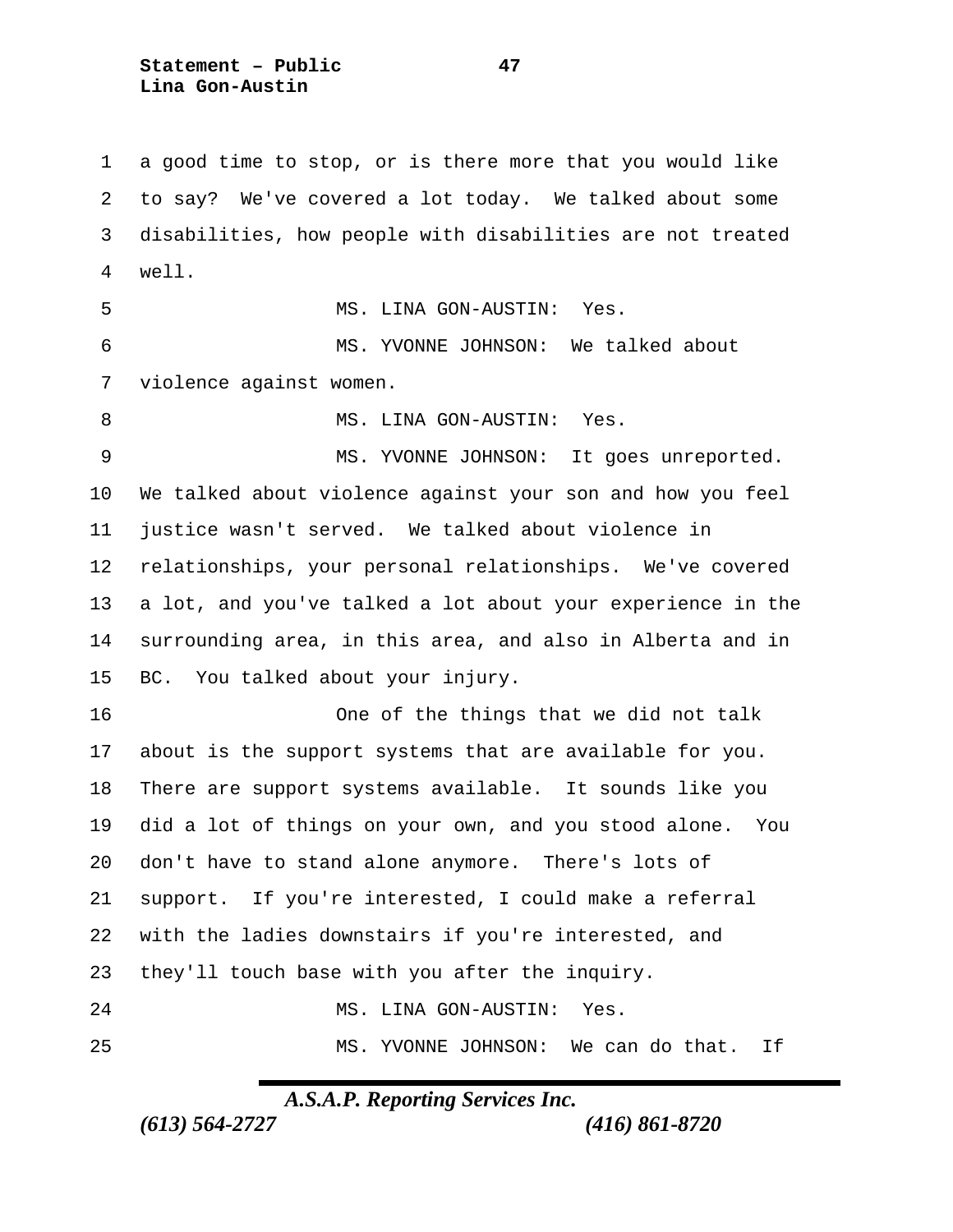a good time to stop, or is there more that you would like to say? We've covered a lot today. We talked about some disabilities, how people with disabilities are not treated well.

MS. LINA GON-AUSTIN: Yes.

MS. YVONNE JOHNSON: We talked about violence against women.

MS. LINA GON-AUSTIN: Yes.

MS. YVONNE JOHNSON: It goes unreported. We talked about violence against your son and how you feel justice wasn't served. We talked about violence in relationships, your personal relationships. We've covered a lot, and you've talked a lot about your experience in the surrounding area, in this area, and also in Alberta and in BC. You talked about your injury.

One of the things that we did not talk about is the support systems that are available for you. There are support systems available. It sounds like you did a lot of things on your own, and you stood alone. You don't have to stand alone anymore. There's lots of support. If you're interested, I could make a referral with the ladies downstairs if you're interested, and they'll touch base with you after the inquiry.

MS. LINA GON-AUSTIN: Yes.

MS. YVONNE JOHNSON: We can do that. If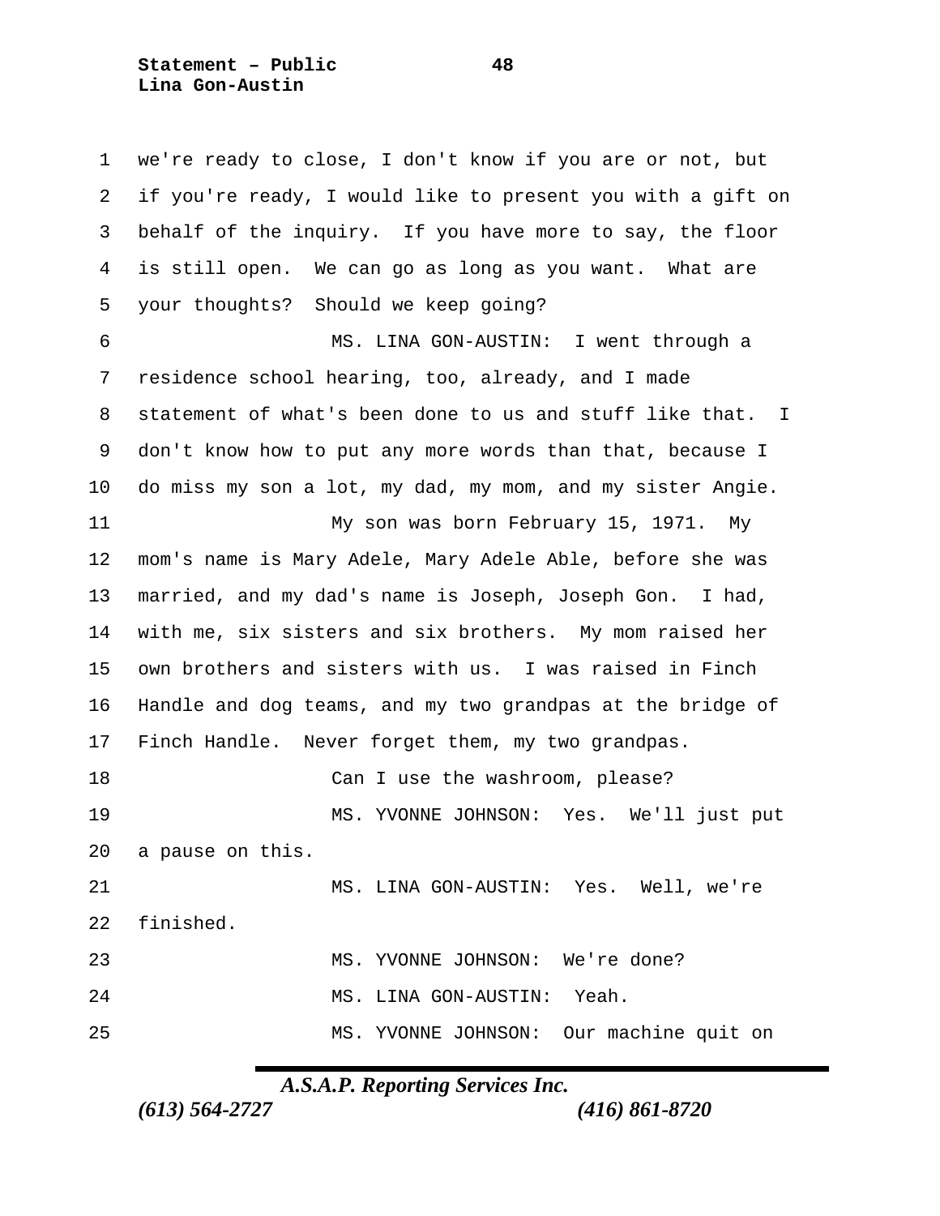we're ready to close, I don't know if you are or not, but if you're ready, I would like to present you with a gift on behalf of the inquiry. If you have more to say, the floor is still open. We can go as long as you want. What are your thoughts? Should we keep going?

MS. LINA GON-AUSTIN: I went through a residence school hearing, too, already, and I made statement of what's been done to us and stuff like that. I don't know how to put any more words than that, because I do miss my son a lot, my dad, my mom, and my sister Angie.

My son was born February 15, 1971. My mom's name is Mary Adele, Mary Adele Able, before she was married, and my dad's name is Joseph, Joseph Gon. I had, with me, six sisters and six brothers. My mom raised her own brothers and sisters with us. I was raised in Finch Handle and dog teams, and my two grandpas at the bridge of Finch Handle. Never forget them, my two grandpas.

Can I use the washroom, please?

MS. YVONNE JOHNSON: Yes. We'll just put a pause on this.

MS. LINA GON-AUSTIN: Yes. Well, we're finished.

MS. YVONNE JOHNSON: We're done?

MS. LINA GON-AUSTIN: Yeah.

MS. YVONNE JOHNSON: Our machine quit on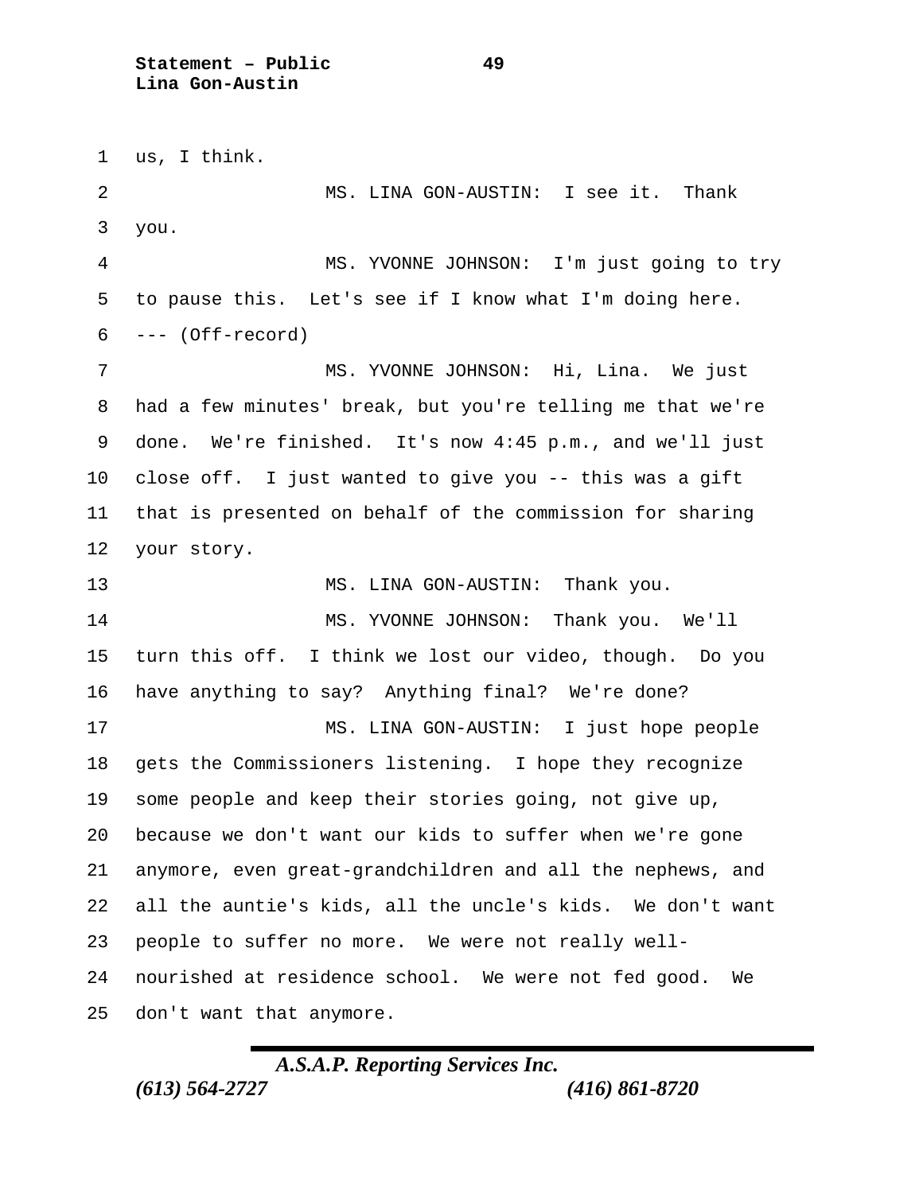us, I think.

MS. LINA GON-AUSTIN: I see it. Thank you.

MS. YVONNE JOHNSON: I'm just going to try to pause this. Let's see if I know what I'm doing here.

--- (Off-record)

MS. YVONNE JOHNSON: Hi, Lina. We just had a few minutes' break, but you're telling me that we're done. We're finished. It's now 4:45 p.m., and we'll just close off. I just wanted to give you -- this was a gift that is presented on behalf of the commission for sharing your story.

MS. LINA GON-AUSTIN: Thank you.

MS. YVONNE JOHNSON: Thank you. We'll turn this off. I think we lost our video, though. Do you have anything to say? Anything final? We're done?

MS. LINA GON-AUSTIN: I just hope people gets the Commissioners listening. I hope they recognize some people and keep their stories going, not give up, because we don't want our kids to suffer when we're gone anymore, even great-grandchildren and all the nephews, and all the auntie's kids, all the uncle's kids. We don't want people to suffer no more. We were not really well-nourished at residence school. We were not fed good. We don't want that anymore.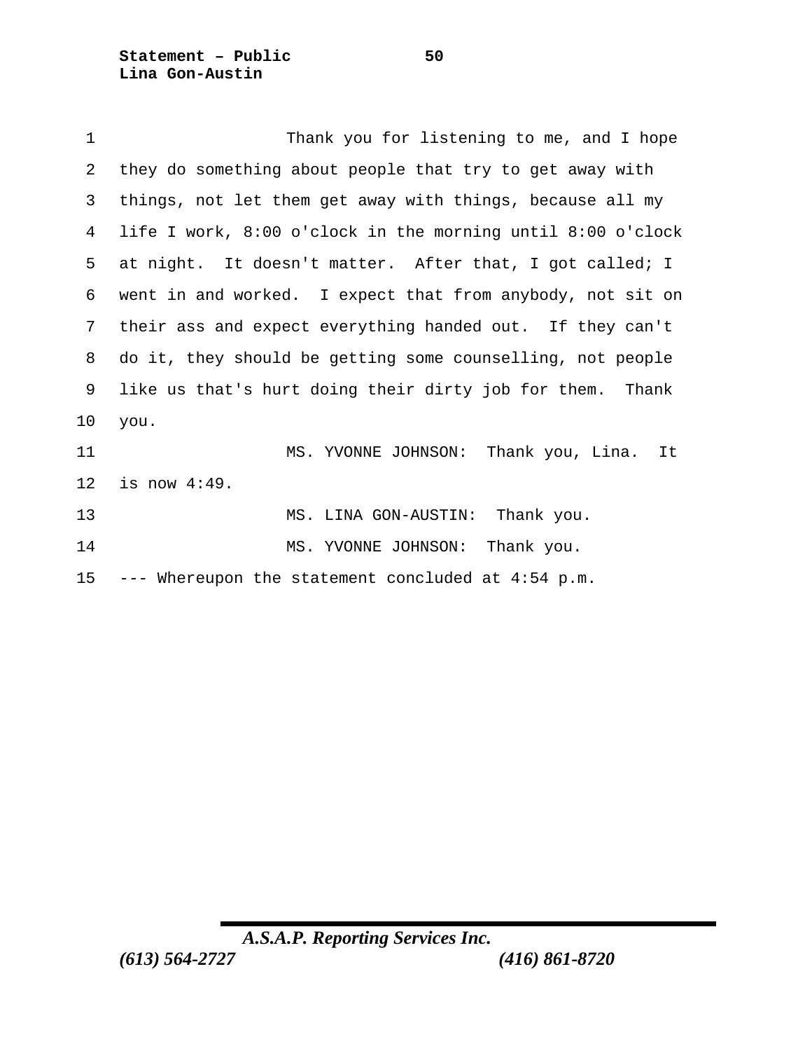Thank you for listening to me, and I hope they do something about people that try to get away with things, not let them get away with things, because all my life I work, 8:00 o'clock in the morning until 8:00 o'clock at night. It doesn't matter. After that, I got called; I went in and worked. I expect that from anybody, not sit on their ass and expect everything handed out. If they can't do it, they should be getting some counselling, not people like us that's hurt doing their dirty job for them. Thank you.

MS. YVONNE JOHNSON: Thank you, Lina. It is now 4:49.

MS. LINA GON-AUSTIN: Thank you.

MS. YVONNE JOHNSON: Thank you.

--- Whereupon the statement concluded at 4:54 p.m.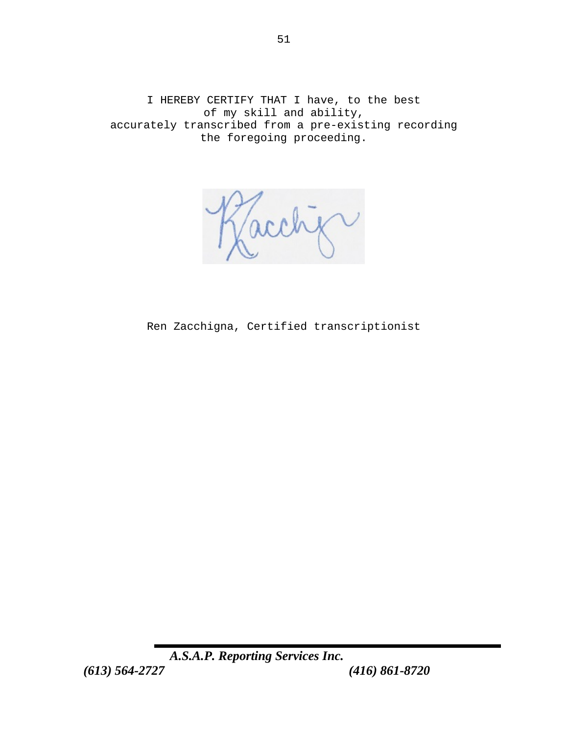I HEREBY CERTIFY THAT I have, to the best of my skill and ability, accurately transcribed from a pre-existing recording the foregoing proceeding.

Ren Zacchigna, Certified transcriptionist